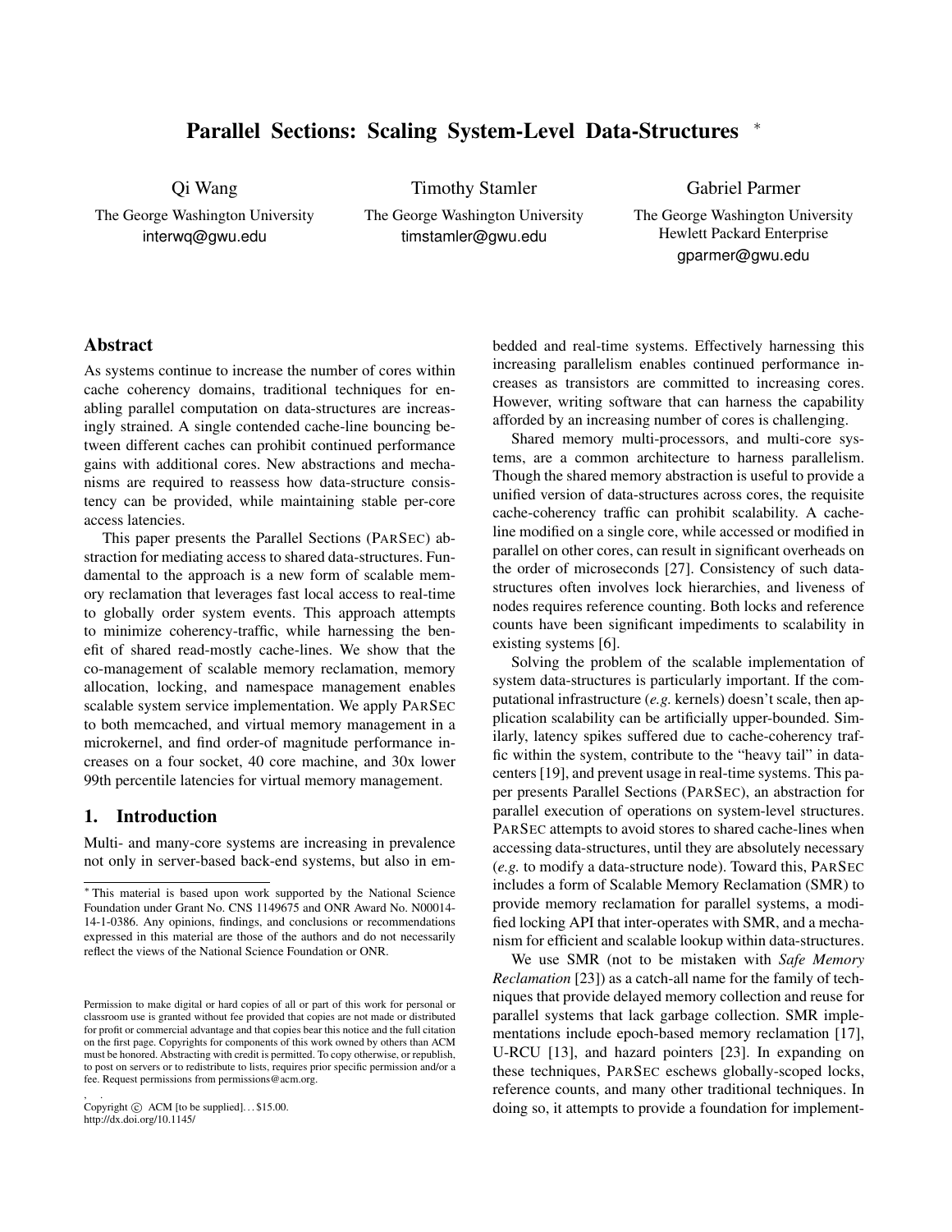# Parallel Sections: Scaling System-Level Data-Structures *

Qi Wang
The George Washington University
interwq@gwu.edu

Timothy Stamler
The George Washington University
timstamler@gwu.edu

Gabriel Parmer
The George Washington University
Hewlett Packard Enterprise
gparmer@gwu.edu

## Abstract

As systems continue to increase the number of cores within cache coherency domains, traditional techniques for enabling parallel computation on data-structures are increasingly strained. A single contended cache-line bouncing between different caches can prohibit continued performance gains with additional cores. New abstractions and mechanisms are required to reassess how data-structure consistency can be provided, while maintaining stable per-core access latencies.

This paper presents the Parallel Sections (PARSEC) abstraction for mediating access to shared data-structures. Fundamental to the approach is a new form of scalable memory reclamation that leverages fast local access to real-time to globally order system events. This approach attempts to minimize coherency-traffic, while harnessing the benefit of shared read-mostly cache-lines. We show that the co-management of scalable memory reclamation, memory allocation, locking, and namespace management enables scalable system service implementation. We apply PARSEC to both memcached, and virtual memory management in a microkernel, and find order-of magnitude performance increases on a four socket, 40 core machine, and 30x lower 99th percentile latencies for virtual memory management.

## 1. Introduction

Multi- and many-core systems are increasing in prevalence not only in server-based back-end systems, but also in embedded and real-time systems. Effectively harnessing this increasing parallelism enables continued performance increases as transistors are committed to increasing cores. However, writing software that can harness the capability afforded by an increasing number of cores is challenging.

Shared memory multi-processors, and multi-core systems, are a common architecture to harness parallelism. Though the shared memory abstraction is useful to provide a unified version of data-structures across cores, the requisite cache-coherency traffic can prohibit scalability. A cache-line modified on a single core, while accessed or modified in parallel on other cores, can result in significant overheads on the order of microseconds [27]. Consistency of such data-structures often involves lock hierarchies, and liveness of nodes requires reference counting. Both locks and reference counts have been significant impediments to scalability in existing systems [6].

Solving the problem of the scalable implementation of system data-structures is particularly important. If the computational infrastructure (*e.g.* kernels) doesn't scale, then application scalability can be artificially upper-bounded. Similarly, latency spikes suffered due to cache-coherency traffic within the system, contribute to the "heavy tail" in datacenters [19], and prevent usage in real-time systems. This paper presents Parallel Sections (PARSEC), an abstraction for parallel execution of operations on system-level structures. PARSEC attempts to avoid stores to shared cache-lines when accessing data-structures, until they are absolutely necessary (*e.g.* to modify a data-structure node). Toward this, PARSEC includes a form of Scalable Memory Reclamation (SMR) to provide memory reclamation for parallel systems, a modified locking API that inter-operates with SMR, and a mechanism for efficient and scalable lookup within data-structures.

We use SMR (not to be mistaken with *Safe Memory Reclamation* [23]) as a catch-all name for the family of techniques that provide delayed memory collection and reuse for parallel systems that lack garbage collection. SMR implementations include epoch-based memory reclamation [17], U-RCU [13], and hazard pointers [23]. In expanding on these techniques, PARSEC eschews globally-scoped locks, reference counts, and many other traditional techniques. In doing so, it attempts to provide a foundation for implement-

* This material is based upon work supported by the National Science Foundation under Grant No. CNS 1149675 and ONR Award No. N00014-14-1-0386. Any opinions, findings, and conclusions or recommendations expressed in this material are those of the authors and do not necessarily reflect the views of the National Science Foundation or ONR.

Permission to make digital or hard copies of all or part of this work for personal or classroom use is granted without fee provided that copies are not made or distributed for profit or commercial advantage and that copies bear this notice and the full citation on the first page. Copyrights for components of this work owned by others than ACM must be honored. Abstracting with credit is permitted. To copy otherwise, or republish, to post on servers or to redistribute to lists, requires prior specific permission and/or a fee. Request permissions from permissions@acm.org.

Copyright © ACM [to be supplied]. . . $15.00.
http://dx.doi.org/10.1145/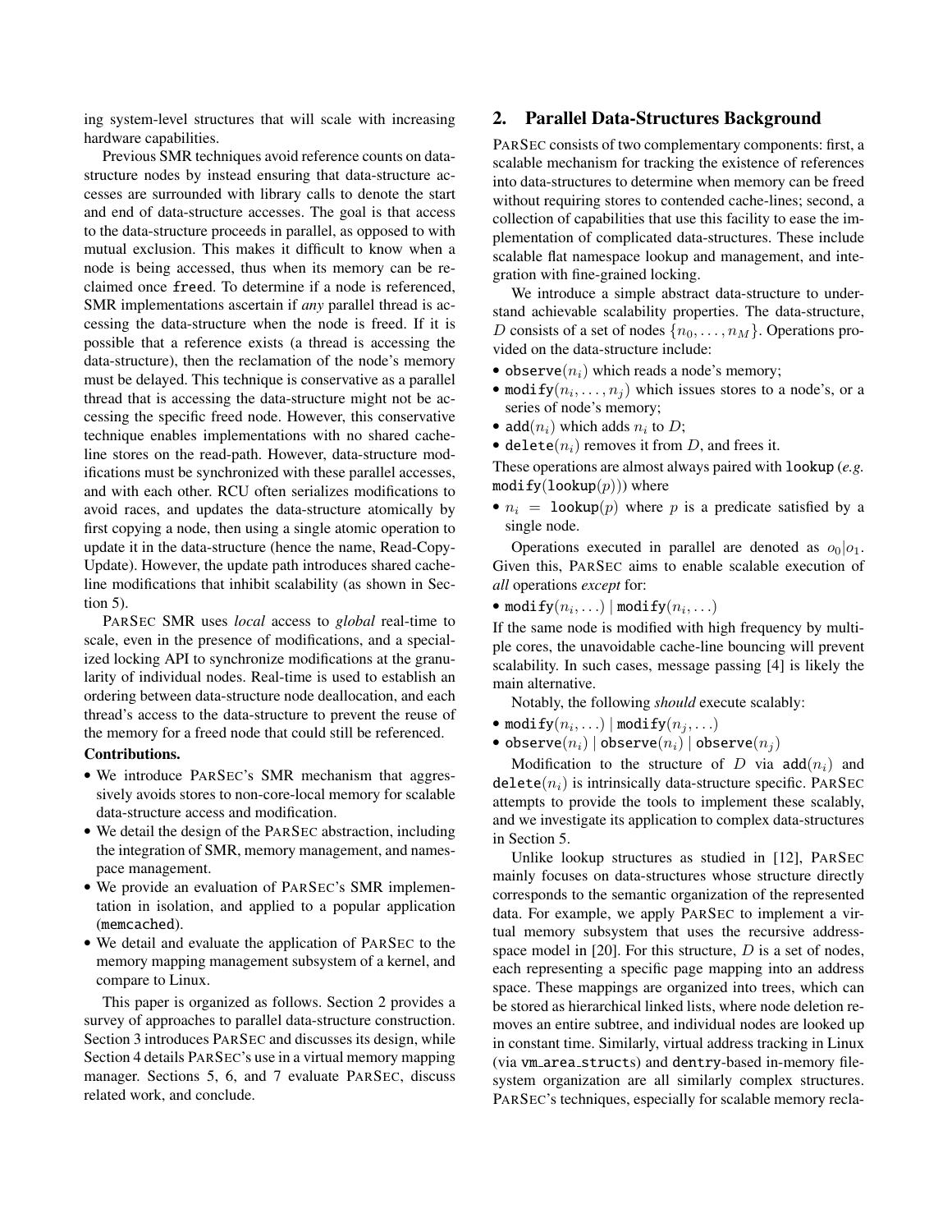ing system-level structures that will scale with increasing hardware capabilities.

Previous SMR techniques avoid reference counts on data-structure nodes by instead ensuring that data-structure accesses are surrounded with library calls to denote the start and end of data-structure accesses. The goal is that access to the data-structure proceeds in parallel, as opposed to with mutual exclusion. This makes it difficult to know when a node is being accessed, thus when its memory can be reclaimed once `free`d. To determine if a node is referenced, SMR implementations ascertain if *any* parallel thread is accessing the data-structure when the node is freed. If it is possible that a reference exists (a thread is accessing the data-structure), then the reclamation of the node's memory must be delayed. This technique is conservative as a parallel thread that is accessing the data-structure might not be accessing the specific freed node. However, this conservative technique enables implementations with no shared cache-line stores on the read-path. However, data-structure modifications must be synchronized with these parallel accesses, and with each other. RCU often serializes modifications to avoid races, and updates the data-structure atomically by first copying a node, then using a single atomic operation to update it in the data-structure (hence the name, Read-Copy-Update). However, the update path introduces shared cache-line modifications that inhibit scalability (as shown in Section 5).

ParSec SMR uses *local* access to *global* real-time to scale, even in the presence of modifications, and a specialized locking API to synchronize modifications at the granularity of individual nodes. Real-time is used to establish an ordering between data-structure node deallocation, and each thread's access to the data-structure to prevent the reuse of the memory for a freed node that could still be referenced.

**Contributions.**

- We introduce ParSec's SMR mechanism that aggressively avoids stores to non-core-local memory for scalable data-structure access and modification.
- We detail the design of the ParSec abstraction, including the integration of SMR, memory management, and namespace management.
- We provide an evaluation of ParSec's SMR implementation in isolation, and applied to a popular application (`memcached`).
- We detail and evaluate the application of ParSec to the memory mapping management subsystem of a kernel, and compare to Linux.

This paper is organized as follows. Section 2 provides a survey of approaches to parallel data-structure construction. Section 3 introduces ParSec and discusses its design, while Section 4 details ParSec's use in a virtual memory mapping manager. Sections 5, 6, and 7 evaluate ParSec, discuss related work, and conclude.

## 2. Parallel Data-Structures Background

ParSec consists of two complementary components: first, a scalable mechanism for tracking the existence of references into data-structures to determine when memory can be freed without requiring stores to contended cache-lines; second, a collection of capabilities that use this facility to ease the implementation of complicated data-structures. These include scalable flat namespace lookup and management, and integration with fine-grained locking.

We introduce a simple abstract data-structure to understand achievable scalability properties. The data-structure, $D$ consists of a set of nodes $\{n_0, \ldots, n_M\}$. Operations provided on the data-structure include:

- $\texttt{observe}(n_i)$ which reads a node's memory;
- $\texttt{modify}(n_i, \ldots, n_j)$ which issues stores to a node's, or a series of node's memory;
- $\texttt{add}(n_i)$ which adds $n_i$ to $D$;
- $\texttt{delete}(n_i)$ removes it from $D$, and frees it.

These operations are almost always paired with `lookup` (*e.g.* $\texttt{modify}(\texttt{lookup}(p))$) where

- $n_i = \texttt{lookup}(p)$ where $p$ is a predicate satisfied by a single node.

Operations executed in parallel are denoted as $o_0|o_1$. Given this, ParSec aims to enable scalable execution of *all* operations *except* for:

- $\texttt{modify}(n_i, \ldots) \mid \texttt{modify}(n_i, \ldots)$

If the same node is modified with high frequency by multiple cores, the unavoidable cache-line bouncing will prevent scalability. In such cases, message passing [4] is likely the main alternative.

Notably, the following *should* execute scalably:

- $\texttt{modify}(n_i, \ldots) \mid \texttt{modify}(n_j, \ldots)$
- $\texttt{observe}(n_i) \mid \texttt{observe}(n_i) \mid \texttt{observe}(n_j)$

Modification to the structure of $D$ via $\texttt{add}(n_i)$ and $\texttt{delete}(n_i)$ is intrinsically data-structure specific. ParSec attempts to provide the tools to implement these scalably, and we investigate its application to complex data-structures in Section 5.

Unlike lookup structures as studied in [12], ParSec mainly focuses on data-structures whose structure directly corresponds to the semantic organization of the represented data. For example, we apply ParSec to implement a virtual memory subsystem that uses the recursive address-space model in [20]. For this structure, $D$ is a set of nodes, each representing a specific page mapping into an address space. These mappings are organized into trees, which can be stored as hierarchical linked lists, where node deletion removes an entire subtree, and individual nodes are looked up in constant time. Similarly, virtual address tracking in Linux (via `vm_area_struct`s) and `dentry`-based in-memory filesystem organization are all similarly complex structures. ParSec's techniques, especially for scalable memory recla-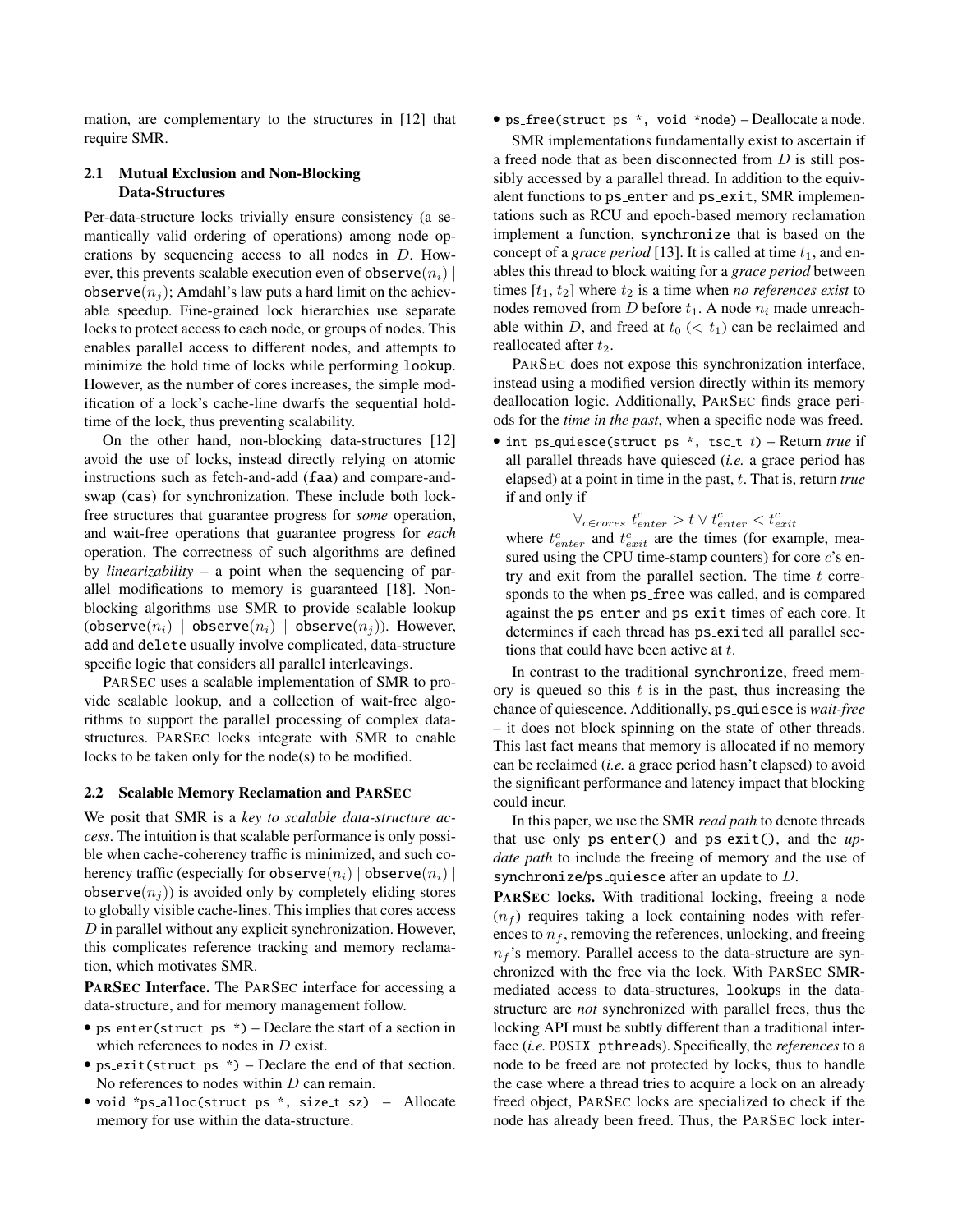mation, are complementary to the structures in [12] that require SMR.

### 2.1 Mutual Exclusion and Non-Blocking Data-Structures

Per-data-structure locks trivially ensure consistency (a semantically valid ordering of operations) among node operations by sequencing access to all nodes in $D$. However, this prevents scalable execution even of $\texttt{observe}(n_i) \mid \texttt{observe}(n_j)$; Amdahl's law puts a hard limit on the achievable speedup. Fine-grained lock hierarchies use separate locks to protect access to each node, or groups of nodes. This enables parallel access to different nodes, and attempts to minimize the hold time of locks while performing `lookup`. However, as the number of cores increases, the simple modification of a lock's cache-line dwarfs the sequential hold-time of the lock, thus preventing scalability.

On the other hand, non-blocking data-structures [12] avoid the use of locks, instead directly relying on atomic instructions such as fetch-and-add (`faa`) and compare-and-swap (`cas`) for synchronization. These include both lock-free structures that guarantee progress for *some* operation, and wait-free operations that guarantee progress for *each* operation. The correctness of such algorithms are defined by *linearizability* – a point when the sequencing of parallel modifications to memory is guaranteed [18]. Non-blocking algorithms use SMR to provide scalable lookup ($\texttt{observe}(n_i) \mid \texttt{observe}(n_i) \mid \texttt{observe}(n_j)$). However, `add` and `delete` usually involve complicated, data-structure specific logic that considers all parallel interleavings.

ParSec uses a scalable implementation of SMR to provide scalable lookup, and a collection of wait-free algorithms to support the parallel processing of complex data-structures. ParSec locks integrate with SMR to enable locks to be taken only for the node(s) to be modified.

### 2.2 Scalable Memory Reclamation and ParSec

We posit that SMR is a *key to scalable data-structure access*. The intuition is that scalable performance is only possible when cache-coherency traffic is minimized, and such coherency traffic (especially for $\texttt{observe}(n_i) \mid \texttt{observe}(n_i) \mid \texttt{observe}(n_j)$) is avoided only by completely eliding stores to globally visible cache-lines. This implies that cores access $D$ in parallel without any explicit synchronization. However, this complicates reference tracking and memory reclamation, which motivates SMR.

**ParSec Interface.** The ParSec interface for accessing a data-structure, and for memory management follow.

- `ps_enter(struct ps *)` – Declare the start of a section in which references to nodes in $D$ exist.
- `ps_exit(struct ps *)` – Declare the end of that section. No references to nodes within $D$ can remain.
- `void *ps_alloc(struct ps *, size_t sz)` – Allocate memory for use within the data-structure.
- `ps_free(struct ps *, void *node)` – Deallocate a node.

SMR implementations fundamentally exist to ascertain if a freed node that as been disconnected from $D$ is still possibly accessed by a parallel thread. In addition to the equivalent functions to `ps_enter` and `ps_exit`, SMR implementations such as RCU and epoch-based memory reclamation implement a function, `synchronize` that is based on the concept of a *grace period* [13]. It is called at time $t_1$, and enables this thread to block waiting for a *grace period* between times $[t_1, t_2]$ where $t_2$ is a time when *no references exist* to nodes removed from $D$ before $t_1$. A node $n_i$ made unreachable within $D$, and freed at $t_0$ ($< t_1$) can be reclaimed and reallocated after $t_2$.

ParSec does not expose this synchronization interface, instead using a modified version directly within its memory deallocation logic. Additionally, ParSec finds grace periods for the *time in the past*, when a specific node was freed.

- `int ps_quiesce(struct ps *, tsc_t` $t$`)` – Return *true* if all parallel threads have quiesced (*i.e.* a grace period has elapsed) at a point in time in the past, $t$. That is, return *true* if and only if

$$\forall_{c \in cores}\ t^c_{enter} > t \vee t^c_{enter} < t^c_{exit}$$

where $t^c_{enter}$ and $t^c_{exit}$ are the times (for example, measured using the CPU time-stamp counters) for core $c$'s entry and exit from the parallel section. The time $t$ corresponds to the when `ps_free` was called, and is compared against the `ps_enter` and `ps_exit` times of each core. It determines if each thread has `ps_exit`ed all parallel sections that could have been active at $t$.

In contrast to the traditional `synchronize`, freed memory is queued so this $t$ is in the past, thus increasing the chance of quiescence. Additionally, `ps_quiesce` is *wait-free* – it does not block spinning on the state of other threads. This last fact means that memory is allocated if no memory can be reclaimed (*i.e.* a grace period hasn't elapsed) to avoid the significant performance and latency impact that blocking could incur.

In this paper, we use the SMR *read path* to denote threads that use only `ps_enter()` and `ps_exit()`, and the *update path* to include the freeing of memory and the use of `synchronize`/`ps_quiesce` after an update to $D$.

**ParSec locks.** With traditional locking, freeing a node ($n_f$) requires taking a lock containing nodes with references to $n_f$, removing the references, unlocking, and freeing $n_f$'s memory. Parallel access to the data-structure are synchronized with the free via the lock. With ParSec SMR-mediated access to data-structures, `lookup`s in the data-structure are *not* synchronized with parallel frees, thus the locking API must be subtly different than a traditional interface (*i.e.* POSIX `pthread`s). Specifically, the *references* to a node to be freed are not protected by locks, thus to handle the case where a thread tries to acquire a lock on an already freed object, ParSec locks are specialized to check if the node has already been freed. Thus, the ParSec lock inter-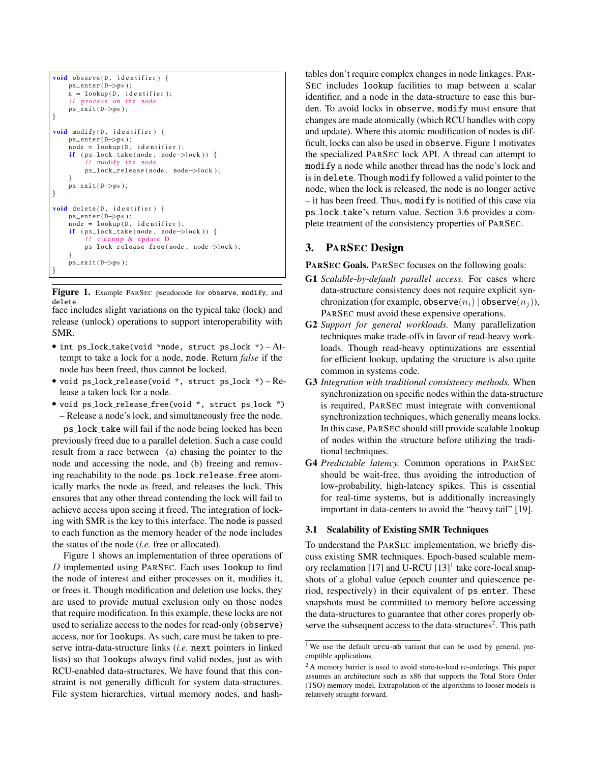```
void observe(D, identifier) {
    ps_enter(D->ps);
    n = lookup(D, identifier);
    // process on the node
    ps_exit(D->ps);
}

void modify(D, identifier) {
    ps_enter(D->ps);
    node = lookup(D, identifier);
    if (ps_lock_take(node, node->lock)) {
        // modify the node
        ps_lock_release(node, node->lock);
    }
    ps_exit(D->ps);
}

void delete(D, identifier) {
    ps_enter(D->ps);
    node = lookup(D, identifier);
    if (ps_lock_take(node, node->lock)) {
        // cleanup & update D
        ps_lock_release_free(node, node->lock);
    }
    ps_exit(D->ps);
}
```

**Figure 1.** Example PARSEC pseudocode for `observe`, `modify`, and `delete`.

face includes slight variations on the typical take (lock) and release (unlock) operations to support interoperability with SMR.

- `int ps_lock_take(void *node, struct ps_lock *)` – Attempt to take a lock for a node, `node`. Return *false* if the node has been freed, thus cannot be locked.
- `void ps_lock_release(void *, struct ps_lock *)` – Release a taken lock for a node.
- `void ps_lock_release_free(void *, struct ps_lock *)` – Release a node's lock, and simultaneously free the node.

`ps_lock_take` will fail if the node being locked has been previously freed due to a parallel deletion. Such a case could result from a race between (a) chasing the pointer to the node and accessing the node, and (b) freeing and removing reachability to the node. `ps_lock_release_free` atomically marks the node as freed, and releases the lock. This ensures that any other thread contending the lock will fail to achieve access upon seeing it freed. The integration of locking with SMR is the key to this interface. The `node` is passed to each function as the memory header of the node includes the status of the node (*i.e.* free or allocated).

Figure 1 shows an implementation of three operations of $D$ implemented using PARSEC. Each uses `lookup` to find the node of interest and either processes on it, modifies it, or frees it. Though modification and deletion use locks, they are used to provide mutual exclusion only on those nodes that require modification. In this example, these locks are not used to serialize access to the nodes for read-only (`observe`) access, nor for `lookup`s. As such, care must be taken to preserve intra-data-structure links (*i.e.* `next` pointers in linked lists) so that `lookup`s always find valid nodes, just as with RCU-enabled data-structures. We have found that this constraint is not generally difficult for system data-structures. File system hierarchies, virtual memory nodes, and hashtables don't require complex changes in node linkages. PARSEC includes `lookup` facilities to map between a scalar identifier, and a node in the data-structure to ease this burden. To avoid locks in `observe`, `modify` must ensure that changes are made atomically (which RCU handles with copy and update). Where this atomic modification of nodes is difficult, locks can also be used in `observe`. Figure 1 motivates the specialized PARSEC lock API. A thread can attempt to `modify` a node while another thread has the node's lock and is in `delete`. Though `modify` followed a valid pointer to the node, when the lock is released, the node is no longer active – it has been freed. Thus, `modify` is notified of this case via `ps_lock_take`'s return value. Section 3.6 provides a complete treatment of the consistency properties of PARSEC.

## 3. PARSEC Design

**PARSEC Goals.** PARSEC focuses on the following goals:

- **G1** *Scalable-by-default parallel access.* For cases where data-structure consistency does not require explicit synchronization (for example, $\texttt{observe}(n_i) \mid \texttt{observe}(n_j)$), PARSEC must avoid these expensive operations.
- **G2** *Support for general workloads.* Many parallelization techniques make trade-offs in favor of read-heavy workloads. Though read-heavy optimizations are essential for efficient lookup, updating the structure is also quite common in systems code.
- **G3** *Integration with traditional consistency methods.* When synchronization on specific nodes within the data-structure is required, PARSEC must integrate with conventional synchronization techniques, which generally means locks. In this case, PARSEC should still provide scalable `lookup` of nodes within the structure before utilizing the traditional techniques.
- **G4** *Predictable latency.* Common operations in PARSEC should be wait-free, thus avoiding the introduction of low-probability, high-latency spikes. This is essential for real-time systems, but is additionally increasingly important in data-centers to avoid the "heavy tail" [19].

### 3.1 Scalability of Existing SMR Techniques

To understand the PARSEC implementation, we briefly discuss existing SMR techniques. Epoch-based scalable memory reclamation [17] and U-RCU [13][1] take core-local snapshots of a global value (epoch counter and quiescence period, respectively) in their equivalent of `ps_enter`. These snapshots must be committed to memory before accessing the data-structures to guarantee that other cores properly observe the subsequent access to the data-structures[2]. This path

[1] We use the default `urcu-mb` variant that can be used by general, preemptible applications.

[2] A memory barrier is used to avoid store-to-load re-orderings. This paper assumes an architecture such as x86 that supports the Total Store Order (TSO) memory model. Extrapolation of the algorithms to looser models is relatively straight-forward.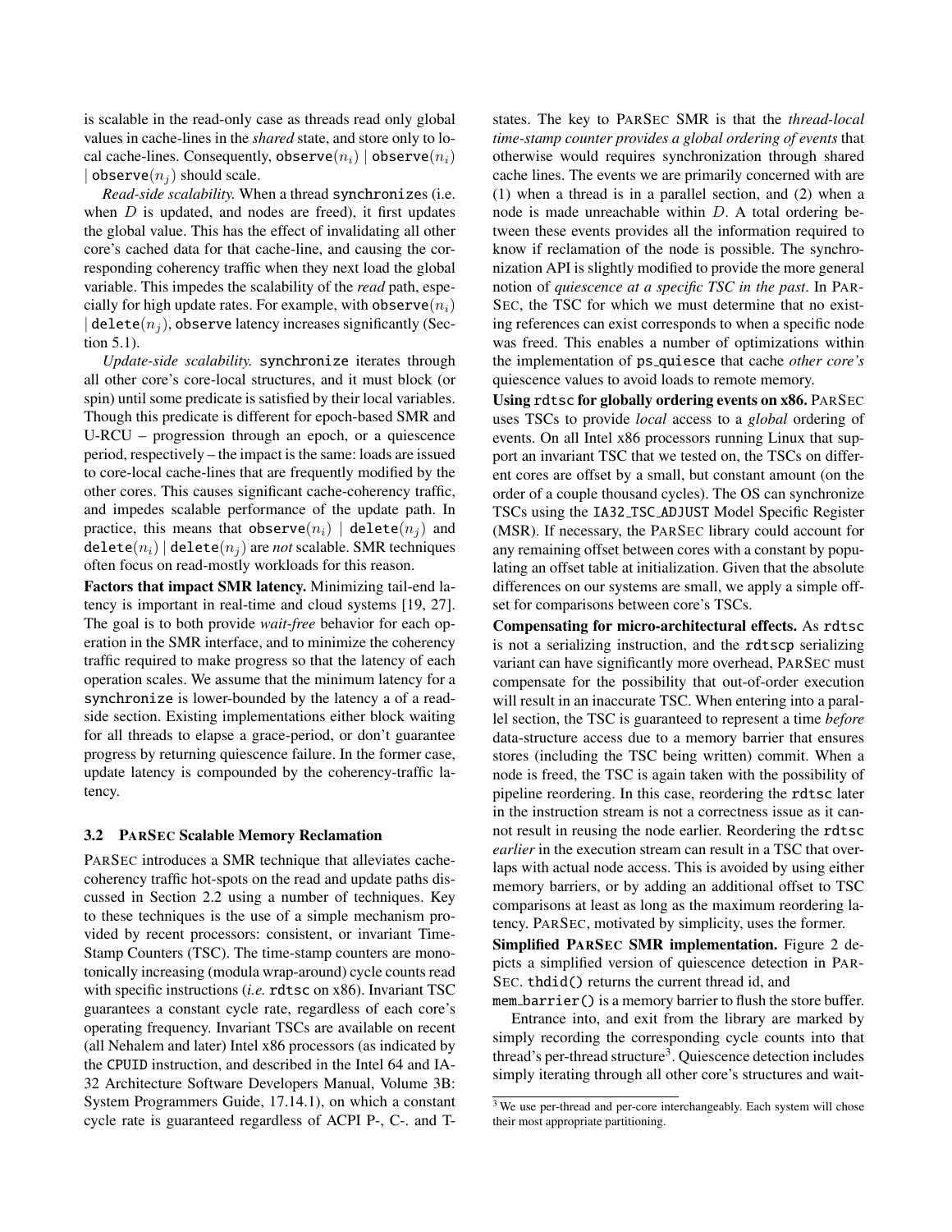is scalable in the read-only case as threads read only global values in cache-lines in the *shared* state, and store only to local cache-lines. Consequently, observe($n_i$) | observe($n_i$) | observe($n_j$) should scale.

*Read-side scalability.* When a thread synchronizes (i.e. when $D$ is updated, and nodes are freed), it first updates the global value. This has the effect of invalidating all other core's cached data for that cache-line, and causing the corresponding coherency traffic when they next load the global variable. This impedes the scalability of the *read* path, especially for high update rates. For example, with observe($n_i$) | delete($n_j$), observe latency increases significantly (Section 5.1).

*Update-side scalability.* synchronize iterates through all other core's core-local structures, and it must block (or spin) until some predicate is satisfied by their local variables. Though this predicate is different for epoch-based SMR and U-RCU – progression through an epoch, or a quiescence period, respectively – the impact is the same: loads are issued to core-local cache-lines that are frequently modified by the other cores. This causes significant cache-coherency traffic, and impedes scalable performance of the update path. In practice, this means that observe($n_i$) | delete($n_j$) and delete($n_i$) | delete($n_j$) are *not* scalable. SMR techniques often focus on read-mostly workloads for this reason.

**Factors that impact SMR latency.** Minimizing tail-end latency is important in real-time and cloud systems [19, 27]. The goal is to both provide *wait-free* behavior for each operation in the SMR interface, and to minimize the coherency traffic required to make progress so that the latency of each operation scales. We assume that the minimum latency for a synchronize is lower-bounded by the latency a of a read-side section. Existing implementations either block waiting for all threads to elapse a grace-period, or don't guarantee progress by returning quiescence failure. In the former case, update latency is compounded by the coherency-traffic latency.

### 3.2 PARSEC Scalable Memory Reclamation

PARSEC introduces a SMR technique that alleviates cache-coherency traffic hot-spots on the read and update paths discussed in Section 2.2 using a number of techniques. Key to these techniques is the use of a simple mechanism provided by recent processors: consistent, or invariant Time-Stamp Counters (TSC). The time-stamp counters are monotonically increasing (modula wrap-around) cycle counts read with specific instructions (*i.e.* rdtsc on x86). Invariant TSC guarantees a constant cycle rate, regardless of each core's operating frequency. Invariant TSCs are available on recent (all Nehalem and later) Intel x86 processors (as indicated by the CPUID instruction, and described in the Intel 64 and IA-32 Architecture Software Developers Manual, Volume 3B: System Programmers Guide, 17.14.1), on which a constant cycle rate is guaranteed regardless of ACPI P-, C-. and T-states. The key to PARSEC SMR is that the *thread-local time-stamp counter provides a global ordering of events* that otherwise would requires synchronization through shared cache lines. The events we are primarily concerned with are (1) when a thread is in a parallel section, and (2) when a node is made unreachable within $D$. A total ordering between these events provides all the information required to know if reclamation of the node is possible. The synchronization API is slightly modified to provide the more general notion of *quiescence at a specific TSC in the past*. In PARSEC, the TSC for which we must determine that no existing references can exist corresponds to when a specific node was freed. This enables a number of optimizations within the implementation of ps_quiesce that cache *other core's* quiescence values to avoid loads to remote memory.

**Using rdtsc for globally ordering events on x86.** PARSEC uses TSCs to provide *local* access to a *global* ordering of events. On all Intel x86 processors running Linux that support an invariant TSC that we tested on, the TSCs on different cores are offset by a small, but constant amount (on the order of a couple thousand cycles). The OS can synchronize TSCs using the IA32_TSC_ADJUST Model Specific Register (MSR). If necessary, the PARSEC library could account for any remaining offset between cores with a constant by populating an offset table at initialization. Given that the absolute differences on our systems are small, we apply a simple offset for comparisons between core's TSCs.

**Compensating for micro-architectural effects.** As rdtsc is not a serializing instruction, and the rdtscp serializing variant can have significantly more overhead, PARSEC must compensate for the possibility that out-of-order execution will result in an inaccurate TSC. When entering into a parallel section, the TSC is guaranteed to represent a time *before* data-structure access due to a memory barrier that ensures stores (including the TSC being written) commit. When a node is freed, the TSC is again taken with the possibility of pipeline reordering. In this case, reordering the rdtsc later in the instruction stream is not a correctness issue as it cannot result in reusing the node earlier. Reordering the rdtsc *earlier* in the execution stream can result in a TSC that overlaps with actual node access. This is avoided by using either memory barriers, or by adding an additional offset to TSC comparisons at least as long as the maximum reordering latency. PARSEC, motivated by simplicity, uses the former.

**Simplified PARSEC SMR implementation.** Figure 2 depicts a simplified version of quiescence detection in PARSEC. thdid() returns the current thread id, and mem_barrier() is a memory barrier to flush the store buffer.

Entrance into, and exit from the library are marked by simply recording the corresponding cycle counts into that thread's per-thread structure[3]. Quiescence detection includes simply iterating through all other core's structures and wait-

[3] We use per-thread and per-core interchangeably. Each system will chose their most appropriate partitioning.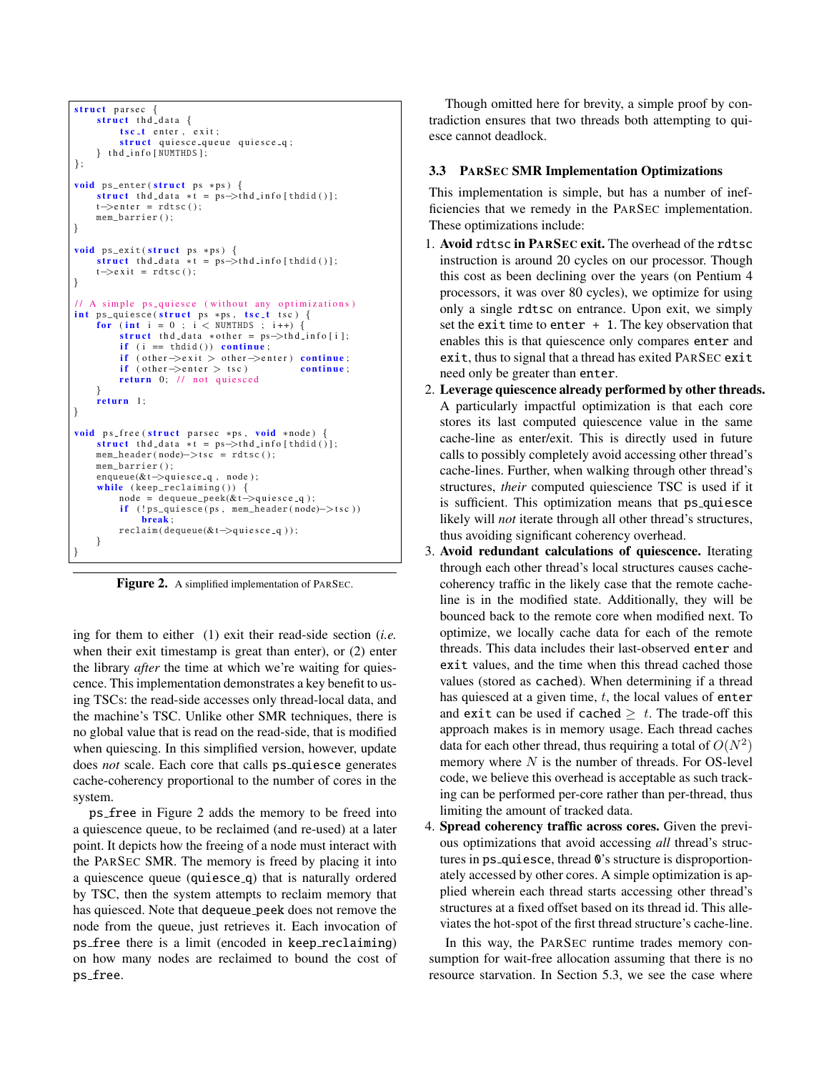```c
struct parsec {
    struct thd_data {
        tsc_t enter, exit;
        struct quiesce_queue quiesce_q;
    } thd_info[NUMTHDS];
};

void ps_enter(struct ps *ps) {
    struct thd_data *t = ps->thd_info[thdid()];
    t->enter = rdtsc();
    mem_barrier();
}

void ps_exit(struct ps *ps) {
    struct thd_data *t = ps->thd_info[thdid()];
    t->exit = rdtsc();
}

// A simple ps_quiesce (without any optimizations)
int ps_quiesce(struct ps *ps, tsc_t tsc) {
    for (int i = 0 ; i < NUMTHDS ; i++) {
        struct thd_data *other = ps->thd_info[i];
        if (i == thdid()) continue;
        if (other->exit > other->enter) continue;
        if (other->enter > tsc)          continue;
        return 0; // not quiesced
    }
    return 1;
}

void ps_free(struct parsec *ps, void *node) {
    struct thd_data *t = ps->thd_info[thdid()];
    mem_header(node)->tsc = rdtsc();
    mem_barrier();
    enqueue(&t->quiesce_q, node);
    while (keep_reclaiming()) {
        node = dequeue_peek(&t->quiesce_q);
        if (!ps_quiesce(ps, mem_header(node)->tsc))
            break;
        reclaim(dequeue(&t->quiesce_q));
    }
}
```

**Figure 2.** A simplified implementation of PARSEC.

ing for them to either (1) exit their read-side section (*i.e.* when their exit timestamp is great than enter), or (2) enter the library *after* the time at which we're waiting for quiescence. This implementation demonstrates a key benefit to using TSCs: the read-side accesses only thread-local data, and the machine's TSC. Unlike other SMR techniques, there is no global value that is read on the read-side, that is modified when quiescing. In this simplified version, however, update does *not* scale. Each core that calls ps_quiesce generates cache-coherency proportional to the number of cores in the system.

ps_free in Figure 2 adds the memory to be freed into a quiescence queue, to be reclaimed (and re-used) at a later point. It depicts how the freeing of a node must interact with the PARSEC SMR. The memory is freed by placing it into a quiescence queue (quiesce_q) that is naturally ordered by TSC, then the system attempts to reclaim memory that has quiesced. Note that dequeue_peek does not remove the node from the queue, just retrieves it. Each invocation of ps_free there is a limit (encoded in keep_reclaiming) on how many nodes are reclaimed to bound the cost of ps_free.

Though omitted here for brevity, a simple proof by contradiction ensures that two threads both attempting to quiesce cannot deadlock.

### 3.3 PARSEC SMR Implementation Optimizations

This implementation is simple, but has a number of inefficiencies that we remedy in the PARSEC implementation. These optimizations include:

1. **Avoid rdtsc in PARSEC exit.** The overhead of the rdtsc instruction is around 20 cycles on our processor. Though this cost as been declining over the years (on Pentium 4 processors, it was over 80 cycles), we optimize for using only a single rdtsc on entrance. Upon exit, we simply set the exit time to enter + 1. The key observation that enables this is that quiescence only compares enter and exit, thus to signal that a thread has exited PARSEC exit need only be greater than enter.
2. **Leverage quiescence already performed by other threads.** A particularly impactful optimization is that each core stores its last computed quiescence value in the same cache-line as enter/exit. This is directly used in future calls to possibly completely avoid accessing other thread's cache-lines. Further, when walking through other thread's structures, *their* computed quiescence TSC is used if it is sufficient. This optimization means that ps_quiesce likely will *not* iterate through all other thread's structures, thus avoiding significant coherency overhead.
3. **Avoid redundant calculations of quiescence.** Iterating through each other thread's local structures causes cache-coherency traffic in the likely case that the remote cache-line is in the modified state. Additionally, they will be bounced back to the remote core when modified next. To optimize, we locally cache data for each of the remote threads. This data includes their last-observed enter and exit values, and the time when this thread cached those values (stored as cached). When determining if a thread has quiesced at a given time, $t$, the local values of enter and exit can be used if cached $\geq t$. The trade-off this approach makes is in memory usage. Each thread caches data for each other thread, thus requiring a total of $O(N^2)$ memory where $N$ is the number of threads. For OS-level code, we believe this overhead is acceptable as such tracking can be performed per-core rather than per-thread, thus limiting the amount of tracked data.
4. **Spread coherency traffic across cores.** Given the previous optimizations that avoid accessing *all* thread's structures in ps_quiesce, thread 0's structure is disproportionately accessed by other cores. A simple optimization is applied wherein each thread starts accessing other thread's structures at a fixed offset based on its thread id. This alleviates the hot-spot of the first thread structure's cache-line.

In this way, the PARSEC runtime trades memory consumption for wait-free allocation assuming that there is no resource starvation. In Section 5.3, we see the case where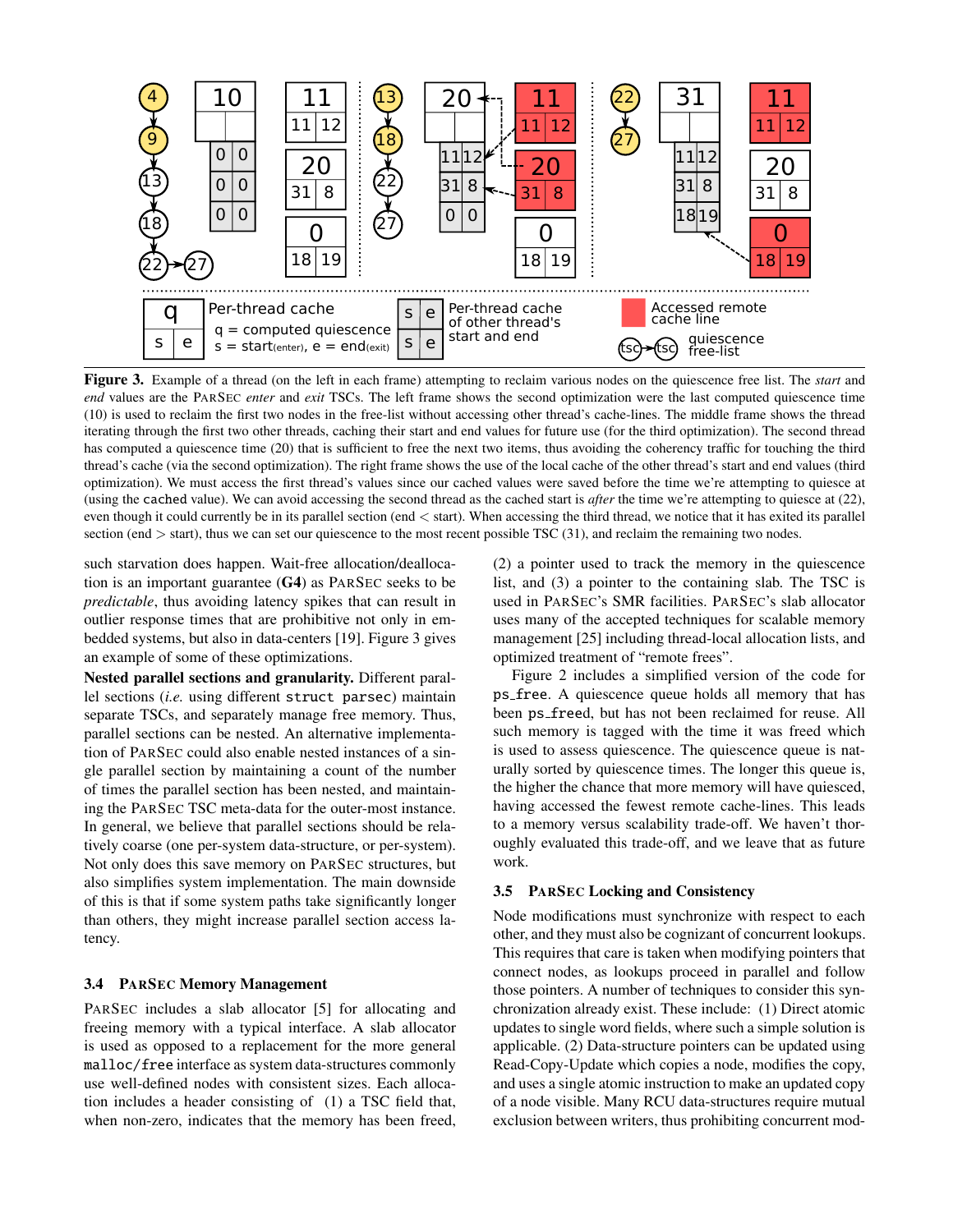**Figure 3.** Example of a thread (on the left in each frame) attempting to reclaim various nodes on the quiescence free list. The *start* and *end* values are the ParSec *enter* and *exit* TSCs. The left frame shows the second optimization were the last computed quiescence time (10) is used to reclaim the first two nodes in the free-list without accessing other thread's cache-lines. The middle frame shows the thread iterating through the first two other threads, caching their start and end values for future use (for the third optimization). The second thread has computed a quiescence time (20) that is sufficient to free the next two items, thus avoiding the coherency traffic for touching the third thread's cache (via the second optimization). The right frame shows the use of the local cache of the other thread's start and end values (third optimization). We must access the first thread's values since our cached values were saved before the time we're attempting to quiesce at (using the cached value). We can avoid accessing the second thread as the cached start is *after* the time we're attempting to quiesce at (22), even though it could currently be in its parallel section (end < start). When accessing the third thread, we notice that it has exited its parallel section (end > start), thus we can set our quiescence to the most recent possible TSC (31), and reclaim the remaining two nodes.

such starvation does happen. Wait-free allocation/deallocation is an important guarantee (**G4**) as ParSec seeks to be *predictable*, thus avoiding latency spikes that can result in outlier response times that are prohibitive not only in embedded systems, but also in data-centers [19]. Figure 3 gives an example of some of these optimizations.

**Nested parallel sections and granularity.** Different parallel sections (*i.e.* using different `struct parsec`) maintain separate TSCs, and separately manage free memory. Thus, parallel sections can be nested. An alternative implementation of ParSec could also enable nested instances of a single parallel section by maintaining a count of the number of times the parallel section has been nested, and maintaining the ParSec TSC meta-data for the outer-most instance. In general, we believe that parallel sections should be relatively coarse (one per-system data-structure, or per-system). Not only does this save memory on ParSec structures, but also simplifies system implementation. The main downside of this is that if some system paths take significantly longer than others, they might increase parallel section access latency.

### 3.4 ParSec Memory Management

ParSec includes a slab allocator [5] for allocating and freeing memory with a typical interface. A slab allocator is used as opposed to a replacement for the more general `malloc/free` interface as system data-structures commonly use well-defined nodes with consistent sizes. Each allocation includes a header consisting of (1) a TSC field that, when non-zero, indicates that the memory has been freed, (2) a pointer used to track the memory in the quiescence list, and (3) a pointer to the containing slab. The TSC is used in ParSec's SMR facilities. ParSec's slab allocator uses many of the accepted techniques for scalable memory management [25] including thread-local allocation lists, and optimized treatment of "remote frees".

Figure 2 includes a simplified version of the code for `ps_free`. A quiescence queue holds all memory that has been `ps_freed`, but has not been reclaimed for reuse. All such memory is tagged with the time it was freed which is used to assess quiescence. The quiescence queue is naturally sorted by quiescence times. The longer this queue is, the higher the chance that more memory will have quiesced, having accessed the fewest remote cache-lines. This leads to a memory versus scalability trade-off. We haven't thoroughly evaluated this trade-off, and we leave that as future work.

### 3.5 ParSec Locking and Consistency

Node modifications must synchronize with respect to each other, and they must also be cognizant of concurrent lookups. This requires that care is taken when modifying pointers that connect nodes, as lookups proceed in parallel and follow those pointers. A number of techniques to consider this synchronization already exist. These include: (1) Direct atomic updates to single word fields, where such a simple solution is applicable. (2) Data-structure pointers can be updated using Read-Copy-Update which copies a node, modifies the copy, and uses a single atomic instruction to make an updated copy of a node visible. Many RCU data-structures require mutual exclusion between writers, thus prohibiting concurrent mod-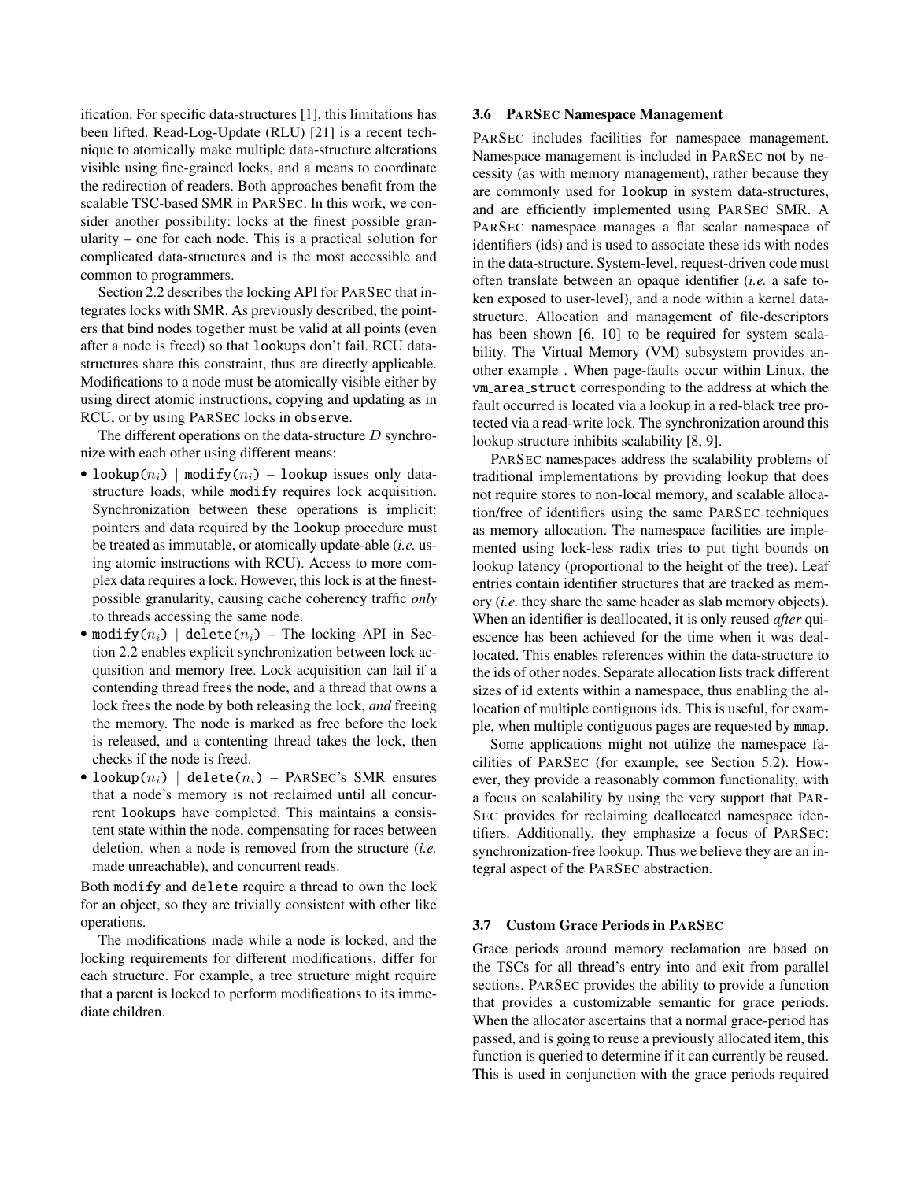ification. For specific data-structures [1], this limitations has been lifted. Read-Log-Update (RLU) [21] is a recent technique to atomically make multiple data-structure alterations visible using fine-grained locks, and a means to coordinate the redirection of readers. Both approaches benefit from the scalable TSC-based SMR in PARSEC. In this work, we consider another possibility: locks at the finest possible granularity – one for each node. This is a practical solution for complicated data-structures and is the most accessible and common to programmers.

Section 2.2 describes the locking API for PARSEC that integrates locks with SMR. As previously described, the pointers that bind nodes together must be valid at all points (even after a node is freed) so that `lookup`s don't fail. RCU data-structures share this constraint, thus are directly applicable. Modifications to a node must be atomically visible either by using direct atomic instructions, copying and updating as in RCU, or by using PARSEC locks in `observe`.

The different operations on the data-structure $D$ synchronize with each other using different means:

- `lookup`($n_i$) | `modify`($n_i$) – `lookup` issues only data-structure loads, while `modify` requires lock acquisition. Synchronization between these operations is implicit: pointers and data required by the `lookup` procedure must be treated as immutable, or atomically update-able (*i.e.* using atomic instructions with RCU). Access to more complex data requires a lock. However, this lock is at the finest-possible granularity, causing cache coherency traffic *only* to threads accessing the same node.
- `modify`($n_i$) | `delete`($n_i$) – The locking API in Section 2.2 enables explicit synchronization between lock acquisition and memory free. Lock acquisition can fail if a contending thread frees the node, and a thread that owns a lock frees the node by both releasing the lock, *and* freeing the memory. The node is marked as free before the lock is released, and a contenting thread takes the lock, then checks if the node is freed.
- `lookup`($n_i$) | `delete`($n_i$) – PARSEC's SMR ensures that a node's memory is not reclaimed until all concurrent `lookups` have completed. This maintains a consistent state within the node, compensating for races between deletion, when a node is removed from the structure (*i.e.* made unreachable), and concurrent reads.

Both `modify` and `delete` require a thread to own the lock for an object, so they are trivially consistent with other like operations.

The modifications made while a node is locked, and the locking requirements for different modifications, differ for each structure. For example, a tree structure might require that a parent is locked to perform modifications to its immediate children.

### 3.6 PARSEC Namespace Management

PARSEC includes facilities for namespace management. Namespace management is included in PARSEC not by necessity (as with memory management), rather because they are commonly used for `lookup` in system data-structures, and are efficiently implemented using PARSEC SMR. A PARSEC namespace manages a flat scalar namespace of identifiers (ids) and is used to associate these ids with nodes in the data-structure. System-level, request-driven code must often translate between an opaque identifier (*i.e.* a safe token exposed to user-level), and a node within a kernel data-structure. Allocation and management of file-descriptors has been shown [6, 10] to be required for system scalability. The Virtual Memory (VM) subsystem provides another example . When page-faults occur within Linux, the `vm_area_struct` corresponding to the address at which the fault occurred is located via a lookup in a red-black tree protected via a read-write lock. The synchronization around this lookup structure inhibits scalability [8, 9].

PARSEC namespaces address the scalability problems of traditional implementations by providing lookup that does not require stores to non-local memory, and scalable allocation/free of identifiers using the same PARSEC techniques as memory allocation. The namespace facilities are implemented using lock-less radix tries to put tight bounds on lookup latency (proportional to the height of the tree). Leaf entries contain identifier structures that are tracked as memory (*i.e.* they share the same header as slab memory objects). When an identifier is deallocated, it is only reused *after* quiescence has been achieved for the time when it was deallocated. This enables references within the data-structure to the ids of other nodes. Separate allocation lists track different sizes of id extents within a namespace, thus enabling the allocation of multiple contiguous ids. This is useful, for example, when multiple contiguous pages are requested by `mmap`.

Some applications might not utilize the namespace facilities of PARSEC (for example, see Section 5.2). However, they provide a reasonably common functionality, with a focus on scalability by using the very support that PARSEC provides for reclaiming deallocated namespace identifiers. Additionally, they emphasize a focus of PARSEC: synchronization-free lookup. Thus we believe they are an integral aspect of the PARSEC abstraction.

### 3.7 Custom Grace Periods in PARSEC

Grace periods around memory reclamation are based on the TSCs for all thread's entry into and exit from parallel sections. PARSEC provides the ability to provide a function that provides a customizable semantic for grace periods. When the allocator ascertains that a normal grace-period has passed, and is going to reuse a previously allocated item, this function is queried to determine if it can currently be reused. This is used in conjunction with the grace periods required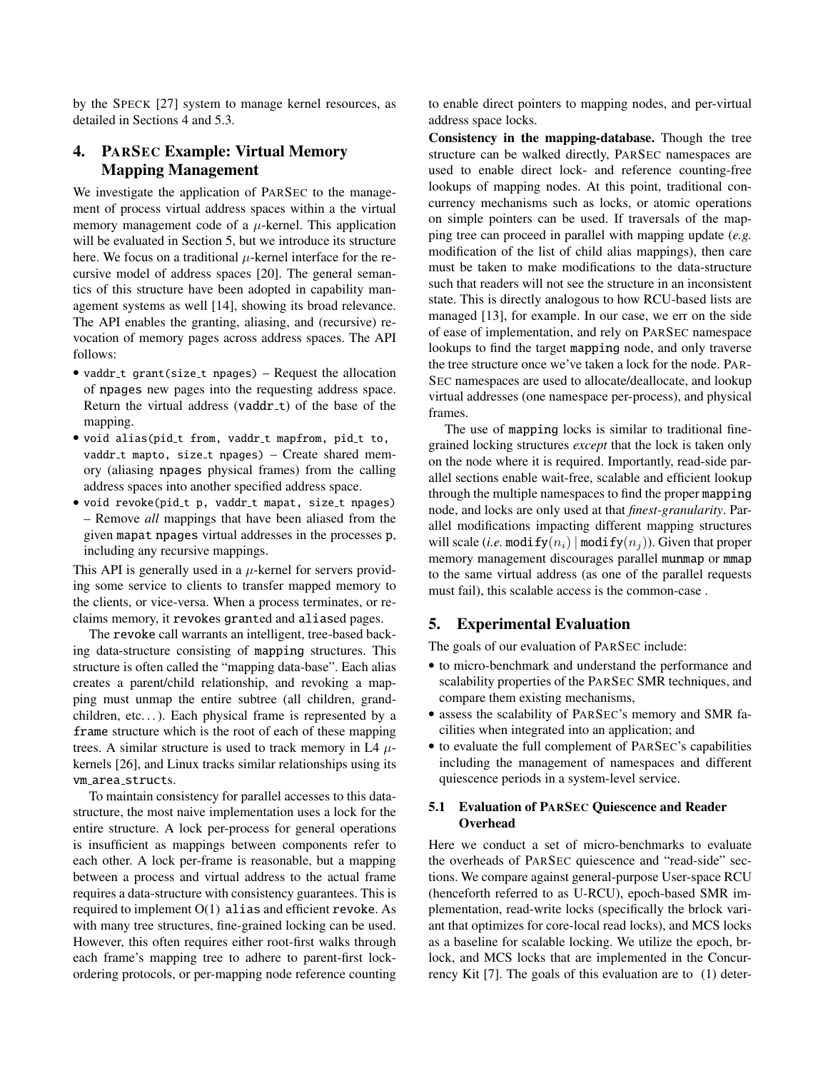by the SPECK [27] system to manage kernel resources, as detailed in Sections 4 and 5.3.

## 4. PARSEC Example: Virtual Memory Mapping Management

We investigate the application of PARSEC to the management of process virtual address spaces within a the virtual memory management code of a $\mu$-kernel. This application will be evaluated in Section 5, but we introduce its structure here. We focus on a traditional $\mu$-kernel interface for the recursive model of address spaces [20]. The general semantics of this structure have been adopted in capability management systems as well [14], showing its broad relevance. The API enables the granting, aliasing, and (recursive) revocation of memory pages across address spaces. The API follows:

- `vaddr_t grant(size_t npages)` – Request the allocation of `npages` new pages into the requesting address space. Return the virtual address (`vaddr_t`) of the base of the mapping.
- `void alias(pid_t from, vaddr_t mapfrom, pid_t to, vaddr_t mapto, size_t npages)` – Create shared memory (aliasing `npages` physical frames) from the calling address spaces into another specified address space.
- `void revoke(pid_t p, vaddr_t mapat, size_t npages)` – Remove *all* mappings that have been aliased from the given `mapat` `npages` virtual addresses in the processes `p`, including any recursive mappings.

This API is generally used in a $\mu$-kernel for servers providing some service to clients to transfer mapped memory to the clients, or vice-versa. When a process terminates, or reclaims memory, it `revoke`s `grant`ed and `alias`ed pages.

The `revoke` call warrants an intelligent, tree-based backing data-structure consisting of `mapping` structures. This structure is often called the "mapping data-base". Each alias creates a parent/child relationship, and revoking a mapping must unmap the entire subtree (all children, grandchildren, etc...). Each physical frame is represented by a `frame` structure which is the root of each of these mapping trees. A similar structure is used to track memory in L4 $\mu$-kernels [26], and Linux tracks similar relationships using its `vm_area_struct`s.

To maintain consistency for parallel accesses to this data-structure, the most naive implementation uses a lock for the entire structure. A lock per-process for general operations is insufficient as mappings between components refer to each other. A lock per-frame is reasonable, but a mapping between a process and virtual address to the actual frame requires a data-structure with consistency guarantees. This is required to implement O(1) `alias` and efficient `revoke`. As with many tree structures, fine-grained locking can be used. However, this often requires either root-first walks through each frame's mapping tree to adhere to parent-first lock-ordering protocols, or per-mapping node reference counting to enable direct pointers to mapping nodes, and per-virtual address space locks.

**Consistency in the mapping-database.** Though the tree structure can be walked directly, PARSEC namespaces are used to enable direct lock- and reference counting-free lookups of mapping nodes. At this point, traditional concurrency mechanisms such as locks, or atomic operations on simple pointers can be used. If traversals of the mapping tree can proceed in parallel with mapping update (*e.g.* modification of the list of child alias mappings), then care must be taken to make modifications to the data-structure such that readers will not see the structure in an inconsistent state. This is directly analogous to how RCU-based lists are managed [13], for example. In our case, we err on the side of ease of implementation, and rely on PARSEC namespace lookups to find the target `mapping` node, and only traverse the tree structure once we've taken a lock for the node. PARSEC namespaces are used to allocate/deallocate, and lookup virtual addresses (one namespace per-process), and physical frames.

The use of `mapping` locks is similar to traditional fine-grained locking structures *except* that the lock is taken only on the node where it is required. Importantly, read-side parallel sections enable wait-free, scalable and efficient lookup through the multiple namespaces to find the proper `mapping` node, and locks are only used at that *finest-granularity*. Parallel modifications impacting different mapping structures will scale (*i.e.* $\texttt{modify}(n_i) \mid \texttt{modify}(n_j)$). Given that proper memory management discourages parallel `munmap` or `mmap` to the same virtual address (as one of the parallel requests must fail), this scalable access is the common-case .

## 5. Experimental Evaluation

The goals of our evaluation of PARSEC include:

- to micro-benchmark and understand the performance and scalability properties of the PARSEC SMR techniques, and compare them existing mechanisms,
- assess the scalability of PARSEC's memory and SMR facilities when integrated into an application; and
- to evaluate the full complement of PARSEC's capabilities including the management of namespaces and different quiescence periods in a system-level service.

### 5.1 Evaluation of PARSEC Quiescence and Reader Overhead

Here we conduct a set of micro-benchmarks to evaluate the overheads of PARSEC quiescence and "read-side" sections. We compare against general-purpose User-space RCU (henceforth referred to as U-RCU), epoch-based SMR implementation, read-write locks (specifically the brlock variant that optimizes for core-local read locks), and MCS locks as a baseline for scalable locking. We utilize the epoch, brlock, and MCS locks that are implemented in the Concurrency Kit [7]. The goals of this evaluation are to (1) deter-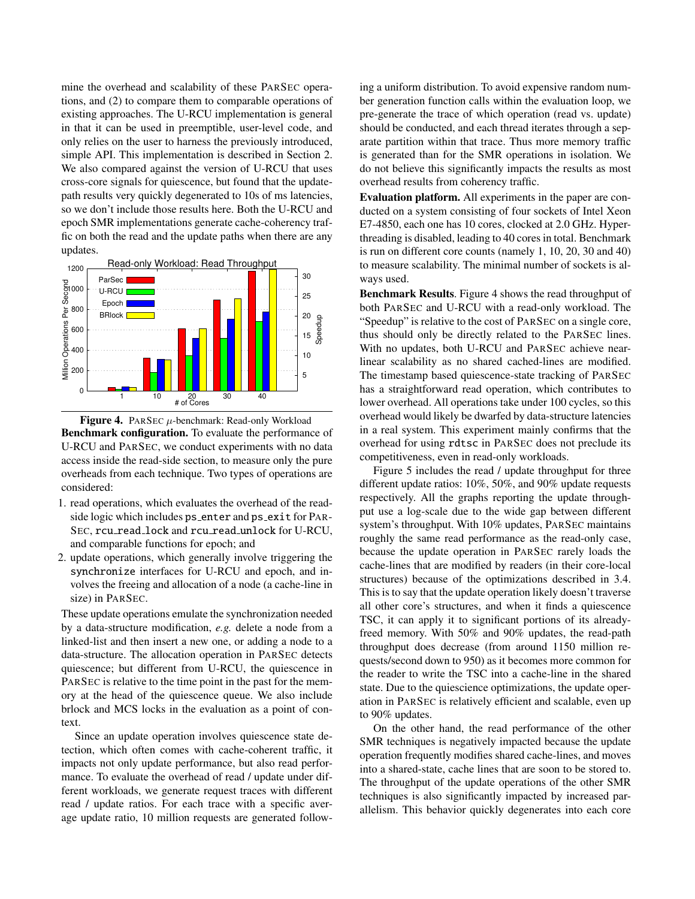mine the overhead and scalability of these PARSEC operations, and (2) to compare them to comparable operations of existing approaches. The U-RCU implementation is general in that it can be used in preemptible, user-level code, and only relies on the user to harness the previously introduced, simple API. This implementation is described in Section 2. We also compared against the version of U-RCU that uses cross-core signals for quiescence, but found that the update-path results very quickly degenerated to 10s of ms latencies, so we don't include those results here. Both the U-RCU and epoch SMR implementations generate cache-coherency traffic on both the read and the update paths when there are any updates.

**Figure 4.** PARSEC $\mu$-benchmark: Read-only Workload

**Benchmark configuration.** To evaluate the performance of U-RCU and PARSEC, we conduct experiments with no data access inside the read-side section, to measure only the pure overheads from each technique. Two types of operations are considered:

1. read operations, which evaluates the overhead of the read-side logic which includes `ps_enter` and `ps_exit` for PARSEC, `rcu_read_lock` and `rcu_read_unlock` for U-RCU, and comparable functions for epoch; and
2. update operations, which generally involve triggering the `synchronize` interfaces for U-RCU and epoch, and involves the freeing and allocation of a node (a cache-line in size) in PARSEC.

These update operations emulate the synchronization needed by a data-structure modification, *e.g.* delete a node from a linked-list and then insert a new one, or adding a node to a data-structure. The allocation operation in PARSEC detects quiescence; but different from U-RCU, the quiescence in PARSEC is relative to the time point in the past for the memory at the head of the quiescence queue. We also include brlock and MCS locks in the evaluation as a point of context.

Since an update operation involves quiescence state detection, which often comes with cache-coherent traffic, it impacts not only update performance, but also read performance. To evaluate the overhead of read / update under different workloads, we generate request traces with different read / update ratios. For each trace with a specific average update ratio, 10 million requests are generated following a uniform distribution. To avoid expensive random number generation function calls within the evaluation loop, we pre-generate the trace of which operation (read vs. update) should be conducted, and each thread iterates through a separate partition within that trace. Thus more memory traffic is generated than for the SMR operations in isolation. We do not believe this significantly impacts the results as most overhead results from coherency traffic.

**Evaluation platform.** All experiments in the paper are conducted on a system consisting of four sockets of Intel Xeon E7-4850, each one has 10 cores, clocked at 2.0 GHz. Hyperthreading is disabled, leading to 40 cores in total. Benchmark is run on different core counts (namely 1, 10, 20, 30 and 40) to measure scalability. The minimal number of sockets is always used.

**Benchmark Results**. Figure 4 shows the read throughput of both PARSEC and U-RCU with a read-only workload. The "Speedup" is relative to the cost of PARSEC on a single core, thus should only be directly related to the PARSEC lines. With no updates, both U-RCU and PARSEC achieve near-linear scalability as no shared cached-lines are modified. The timestamp based quiescence-state tracking of PARSEC has a straightforward read operation, which contributes to lower overhead. All operations take under 100 cycles, so this overhead would likely be dwarfed by data-structure latencies in a real system. This experiment mainly confirms that the overhead for using `rdtsc` in PARSEC does not preclude its competitiveness, even in read-only workloads.

Figure 5 includes the read / update throughput for three different update ratios: 10%, 50%, and 90% update requests respectively. All the graphs reporting the update throughput use a log-scale due to the wide gap between different system's throughput. With 10% updates, PARSEC maintains roughly the same read performance as the read-only case, because the update operation in PARSEC rarely loads the cache-lines that are modified by readers (in their core-local structures) because of the optimizations described in 3.4. This is to say that the update operation likely doesn't traverse all other core's structures, and when it finds a quiescence TSC, it can apply it to significant portions of its already-freed memory. With 50% and 90% updates, the read-path throughput does decrease (from around 1150 million requests/second down to 950) as it becomes more common for the reader to write the TSC into a cache-line in the shared state. Due to the quiescience optimizations, the update operation in PARSEC is relatively efficient and scalable, even up to 90% updates.

On the other hand, the read performance of the other SMR techniques is negatively impacted because the update operation frequently modifies shared cache-lines, and moves into a shared-state, cache lines that are soon to be stored to. The throughput of the update operations of the other SMR techniques is also significantly impacted by increased parallelism. This behavior quickly degenerates into each core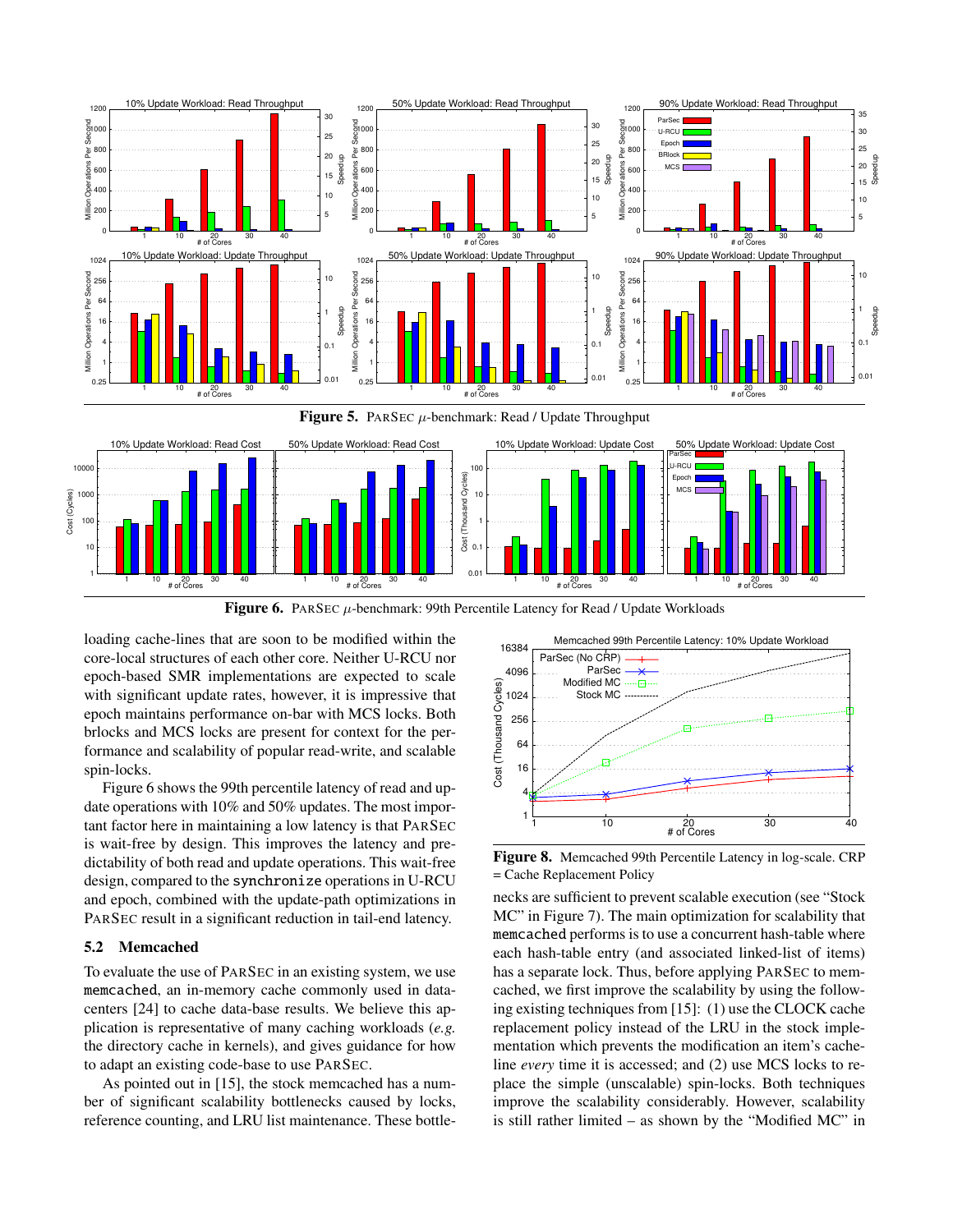**Figure 5.** PARSEC $\mu$-benchmark: Read / Update Throughput

**Figure 6.** PARSEC $\mu$-benchmark: 99th Percentile Latency for Read / Update Workloads

loading cache-lines that are soon to be modified within the core-local structures of each other core. Neither U-RCU nor epoch-based SMR implementations are expected to scale with significant update rates, however, it is impressive that epoch maintains performance on-bar with MCS locks. Both brlocks and MCS locks are present for context for the performance and scalability of popular read-write, and scalable spin-locks.

Figure 6 shows the 99th percentile latency of read and update operations with 10% and 50% updates. The most important factor here in maintaining a low latency is that PARSEC is wait-free by design. This improves the latency and predictability of both read and update operations. This wait-free design, compared to the `synchronize` operations in U-RCU and epoch, combined with the update-path optimizations in PARSEC result in a significant reduction in tail-end latency.

### 5.2 Memcached

To evaluate the use of PARSEC in an existing system, we use `memcached`, an in-memory cache commonly used in datacenters [24] to cache data-base results. We believe this application is representative of many caching workloads (*e.g.* the directory cache in kernels), and gives guidance for how to adapt an existing code-base to use PARSEC.

As pointed out in [15], the stock memcached has a number of significant scalability bottlenecks caused by locks, reference counting, and LRU list maintenance. These bottlenecks are sufficient to prevent scalable execution (see "Stock MC" in Figure 7). The main optimization for scalability that `memcached` performs is to use a concurrent hash-table where each hash-table entry (and associated linked-list of items) has a separate lock. Thus, before applying PARSEC to memcached, we first improve the scalability by using the following existing techniques from [15]: (1) use the CLOCK cache replacement policy instead of the LRU in the stock implementation which prevents the modification an item's cache-line *every* time it is accessed; and (2) use MCS locks to replace the simple (unscalable) spin-locks. Both techniques improve the scalability considerably. However, scalability is still rather limited – as shown by the "Modified MC" in

**Figure 8.** Memcached 99th Percentile Latency in log-scale. CRP = Cache Replacement Policy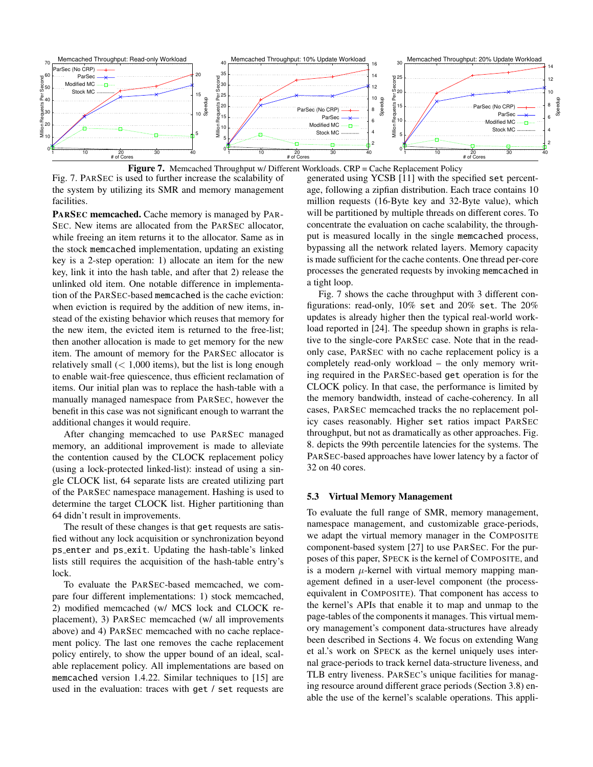**Figure 7.** Memcached Throughput w/ Different Workloads. CRP = Cache Replacement Policy

Fig. 7. PARSEC is used to further increase the scalability of the system by utilizing its SMR and memory management facilities.

**PARSEC memcached.** Cache memory is managed by PARSEC. New items are allocated from the PARSEC allocator, while freeing an item returns it to the allocator. Same as in the stock `memcached` implementation, updating an existing key is a 2-step operation: 1) allocate an item for the new key, link it into the hash table, and after that 2) release the unlinked old item. One notable difference in implementation of the PARSEC-based `memcached` is the cache eviction: when eviction is required by the addition of new items, instead of the existing behavior which reuses that memory for the new item, the evicted item is returned to the free-list; then another allocation is made to get memory for the new item. The amount of memory for the PARSEC allocator is relatively small ($<$ 1,000 items), but the list is long enough to enable wait-free quiescence, thus efficient reclamation of items. Our initial plan was to replace the hash-table with a manually managed namespace from PARSEC, however the benefit in this case was not significant enough to warrant the additional changes it would require.

After changing memcached to use PARSEC managed memory, an additional improvement is made to alleviate the contention caused by the CLOCK replacement policy (using a lock-protected linked-list): instead of using a single CLOCK list, 64 separate lists are created utilizing part of the PARSEC namespace management. Hashing is used to determine the target CLOCK list. Higher partitioning than 64 didn't result in improvements.

The result of these changes is that `get` requests are satisfied without any lock acquisition or synchronization beyond `ps_enter` and `ps_exit`. Updating the hash-table's linked lists still requires the acquisition of the hash-table entry's lock.

To evaluate the PARSEC-based memcached, we compare four different implementations: 1) stock memcached, 2) modified memcached (w/ MCS lock and CLOCK replacement), 3) PARSEC memcached (w/ all improvements above) and 4) PARSEC memcached with no cache replacement policy. The last one removes the cache replacement policy entirely, to show the upper bound of an ideal, scalable replacement policy. All implementations are based on `memcached` version 1.4.22. Similar techniques to [15] are used in the evaluation: traces with `get` / `set` requests are generated using YCSB [11] with the specified `set` percentage, following a zipfian distribution. Each trace contains 10 million requests (16-Byte key and 32-Byte value), which will be partitioned by multiple threads on different cores. To concentrate the evaluation on cache scalability, the throughput is measured locally in the single `memcached` process, bypassing all the network related layers. Memory capacity is made sufficient for the cache contents. One thread per-core processes the generated requests by invoking `memcached` in a tight loop.

Fig. 7 shows the cache throughput with 3 different configurations: read-only, 10% `set` and 20% `set`. The 20% updates is already higher then the typical real-world workload reported in [24]. The speedup shown in graphs is relative to the single-core PARSEC case. Note that in the read-only case, PARSEC with no cache replacement policy is a completely read-only workload – the only memory writing required in the PARSEC-based `get` operation is for the CLOCK policy. In that case, the performance is limited by the memory bandwidth, instead of cache-coherency. In all cases, PARSEC memcached tracks the no replacement policy cases reasonably. Higher `set` ratios impact PARSEC throughput, but not as dramatically as other approaches. Fig. 8. depicts the 99th percentile latencies for the systems. The PARSEC-based approaches have lower latency by a factor of 32 on 40 cores.

### 5.3 Virtual Memory Management

To evaluate the full range of SMR, memory management, namespace management, and customizable grace-periods, we adapt the virtual memory manager in the COMPOSITE component-based system [27] to use PARSEC. For the purposes of this paper, SPECK is the kernel of COMPOSITE, and is a modern $\mu$-kernel with virtual memory mapping management defined in a user-level component (the process-equivalent in COMPOSITE). That component has access to the kernel's APIs that enable it to map and unmap to the page-tables of the components it manages. This virtual memory management's component data-structures have already been described in Sections 4. We focus on extending Wang et al.'s work on SPECK as the kernel uniquely uses internal grace-periods to track kernel data-structure liveness, and TLB entry liveness. PARSEC's unique facilities for managing resource around different grace periods (Section 3.8) enable the use of the kernel's scalable operations. This appli-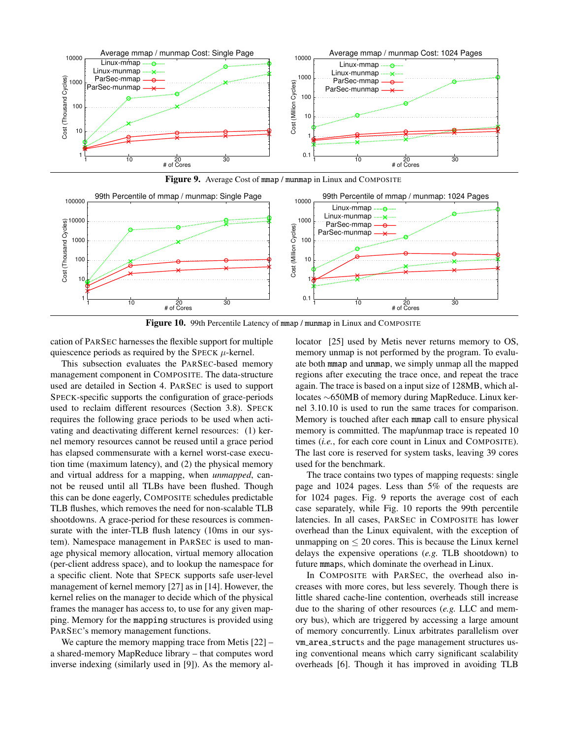**Figure 9.** Average Cost of `mmap` / `munmap` in Linux and COMPOSITE

**Figure 10.** 99th Percentile Latency of `mmap` / `munmap` in Linux and COMPOSITE

cation of PARSEC harnesses the flexible support for multiple quiescence periods as required by the SPECK $\mu$-kernel.

This subsection evaluates the PARSEC-based memory management component in COMPOSITE. The data-structure used are detailed in Section 4. PARSEC is used to support SPECK-specific supports the configuration of grace-periods used to reclaim different resources (Section 3.8). SPECK requires the following grace periods to be used when activating and deactivating different kernel resources: (1) kernel memory resources cannot be reused until a grace period has elapsed commensurate with a kernel worst-case execution time (maximum latency), and (2) the physical memory and virtual address for a mapping, when *unmapped*, cannot be reused until all TLBs have been flushed. Though this can be done eagerly, COMPOSITE schedules predictable TLB flushes, which removes the need for non-scalable TLB shootdowns. A grace-period for these resources is commensurate with the inter-TLB flush latency (10ms in our system). Namespace management in PARSEC is used to manage physical memory allocation, virtual memory allocation (per-client address space), and to lookup the namespace for a specific client. Note that SPECK supports safe user-level management of kernel memory [27] as in [14]. However, the kernel relies on the manager to decide which of the physical frames the manager has access to, to use for any given mapping. Memory for the `mapping` structures is provided using PARSEC's memory management functions.

We capture the memory mapping trace from Metis [22] – a shared-memory MapReduce library – that computes word inverse indexing (similarly used in [9]). As the memory allocator [25] used by Metis never returns memory to OS, memory unmap is not performed by the program. To evaluate both `mmap` and `unmap`, we simply unmap all the mapped regions after executing the trace once, and repeat the trace again. The trace is based on a input size of 128MB, which allocates ~650MB of memory during MapReduce. Linux kernel 3.10.10 is used to run the same traces for comparison. Memory is touched after each `mmap` call to ensure physical memory is committed. The map/unmap trace is repeated 10 times (*i.e.*, for each core count in Linux and COMPOSITE). The last core is reserved for system tasks, leaving 39 cores used for the benchmark.

The trace contains two types of mapping requests: single page and 1024 pages. Less than 5% of the requests are for 1024 pages. Fig. 9 reports the average cost of each case separately, while Fig. 10 reports the 99th percentile latencies. In all cases, PARSEC in COMPOSITE has lower overhead than the Linux equivalent, with the exception of unmapping on $\leq 20$ cores. This is because the Linux kernel delays the expensive operations (*e.g.* TLB shootdown) to future `mmap`s, which dominate the overhead in Linux.

In COMPOSITE with PARSEC, the overhead also increases with more cores, but less severely. Though there is little shared cache-line contention, overheads still increase due to the sharing of other resources (*e.g.* LLC and memory bus), which are triggered by accessing a large amount of memory concurrently. Linux arbitrates parallelism over `vm_area_structs` and the page management structures using conventional means which carry significant scalability overheads [6]. Though it has improved in avoiding TLB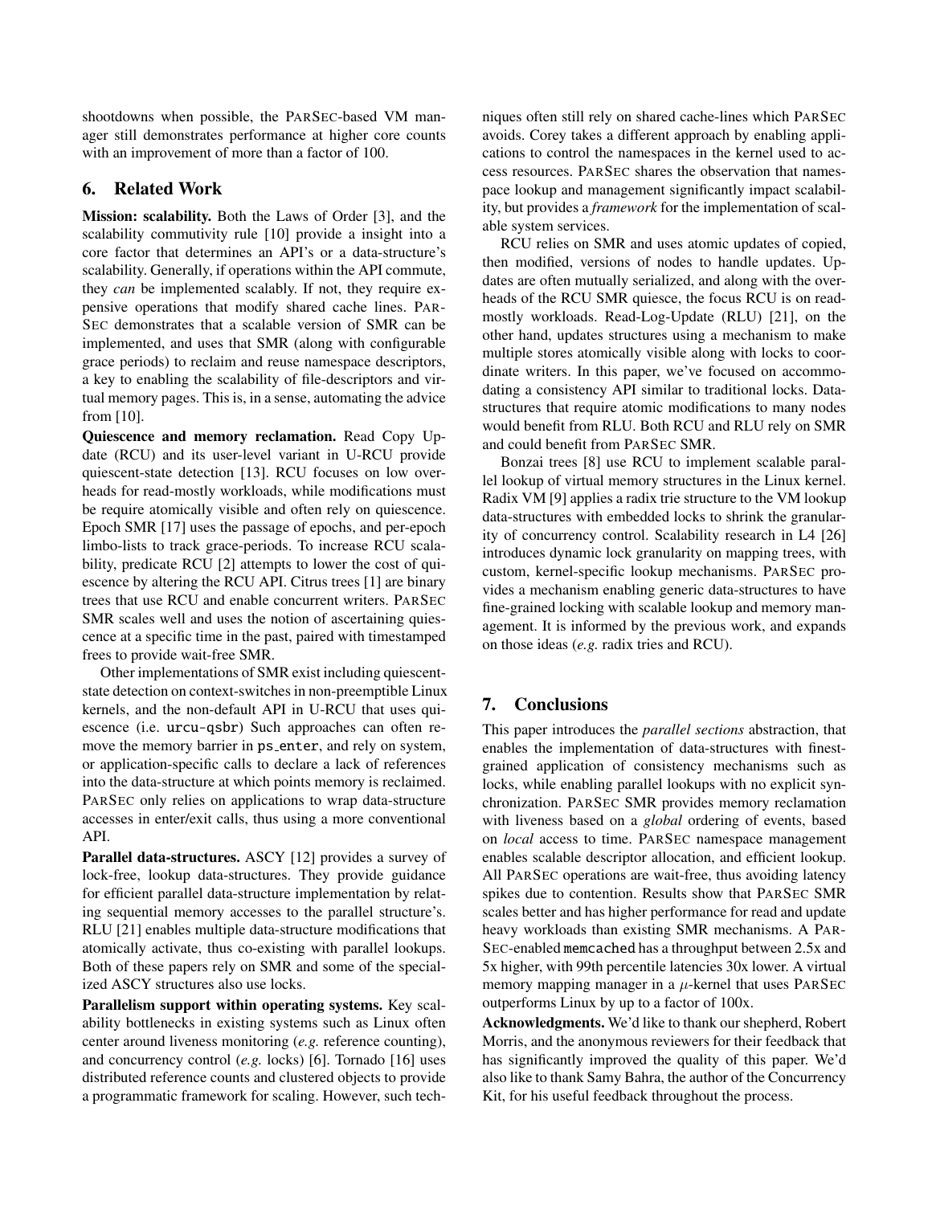shootdowns when possible, the ParSec-based VM manager still demonstrates performance at higher core counts with an improvement of more than a factor of 100.

## 6. Related Work

**Mission: scalability.** Both the Laws of Order [3], and the scalability commutivity rule [10] provide a insight into a core factor that determines an API's or a data-structure's scalability. Generally, if operations within the API commute, they *can* be implemented scalably. If not, they require expensive operations that modify shared cache lines. ParSec demonstrates that a scalable version of SMR can be implemented, and uses that SMR (along with configurable grace periods) to reclaim and reuse namespace descriptors, a key to enabling the scalability of file-descriptors and virtual memory pages. This is, in a sense, automating the advice from [10].

**Quiescence and memory reclamation.** Read Copy Update (RCU) and its user-level variant in U-RCU provide quiescent-state detection [13]. RCU focuses on low overheads for read-mostly workloads, while modifications must be require atomically visible and often rely on quiescence. Epoch SMR [17] uses the passage of epochs, and per-epoch limbo-lists to track grace-periods. To increase RCU scalability, predicate RCU [2] attempts to lower the cost of quiescence by altering the RCU API. Citrus trees [1] are binary trees that use RCU and enable concurrent writers. ParSec SMR scales well and uses the notion of ascertaining quiescence at a specific time in the past, paired with timestamped frees to provide wait-free SMR.

Other implementations of SMR exist including quiescent-state detection on context-switches in non-preemptible Linux kernels, and the non-default API in U-RCU that uses quiescence (i.e. `urcu-qsbr`) Such approaches can often remove the memory barrier in `ps_enter`, and rely on system, or application-specific calls to declare a lack of references into the data-structure at which points memory is reclaimed. ParSec only relies on applications to wrap data-structure accesses in enter/exit calls, thus using a more conventional API.

**Parallel data-structures.** ASCY [12] provides a survey of lock-free, lookup data-structures. They provide guidance for efficient parallel data-structure implementation by relating sequential memory accesses to the parallel structure's. RLU [21] enables multiple data-structure modifications that atomically activate, thus co-existing with parallel lookups. Both of these papers rely on SMR and some of the specialized ASCY structures also use locks.

**Parallelism support within operating systems.** Key scalability bottlenecks in existing systems such as Linux often center around liveness monitoring (*e.g.* reference counting), and concurrency control (*e.g.* locks) [6]. Tornado [16] uses distributed reference counts and clustered objects to provide a programmatic framework for scaling. However, such techniques often still rely on shared cache-lines which ParSec avoids. Corey takes a different approach by enabling applications to control the namespaces in the kernel used to access resources. ParSec shares the observation that namespace lookup and management significantly impact scalability, but provides a *framework* for the implementation of scalable system services.

RCU relies on SMR and uses atomic updates of copied, then modified, versions of nodes to handle updates. Updates are often mutually serialized, and along with the overheads of the RCU SMR quiesce, the focus RCU is on read-mostly workloads. Read-Log-Update (RLU) [21], on the other hand, updates structures using a mechanism to make multiple stores atomically visible along with locks to coordinate writers. In this paper, we've focused on accommodating a consistency API similar to traditional locks. Data-structures that require atomic modifications to many nodes would benefit from RLU. Both RCU and RLU rely on SMR and could benefit from ParSec SMR.

Bonzai trees [8] use RCU to implement scalable parallel lookup of virtual memory structures in the Linux kernel. Radix VM [9] applies a radix trie structure to the VM lookup data-structures with embedded locks to shrink the granularity of concurrency control. Scalability research in L4 [26] introduces dynamic lock granularity on mapping trees, with custom, kernel-specific lookup mechanisms. ParSec provides a mechanism enabling generic data-structures to have fine-grained locking with scalable lookup and memory management. It is informed by the previous work, and expands on those ideas (*e.g.* radix tries and RCU).

## 7. Conclusions

This paper introduces the *parallel sections* abstraction, that enables the implementation of data-structures with finest-grained application of consistency mechanisms such as locks, while enabling parallel lookups with no explicit synchronization. ParSec SMR provides memory reclamation with liveness based on a *global* ordering of events, based on *local* access to time. ParSec namespace management enables scalable descriptor allocation, and efficient lookup. All ParSec operations are wait-free, thus avoiding latency spikes due to contention. Results show that ParSec SMR scales better and has higher performance for read and update heavy workloads than existing SMR mechanisms. A ParSec-enabled `memcached` has a throughput between 2.5x and 5x higher, with 99th percentile latencies 30x lower. A virtual memory mapping manager in a $\mu$-kernel that uses ParSec outperforms Linux by up to a factor of 100x.

**Acknowledgments.** We'd like to thank our shepherd, Robert Morris, and the anonymous reviewers for their feedback that has significantly improved the quality of this paper. We'd also like to thank Samy Bahra, the author of the Concurrency Kit, for his useful feedback throughout the process.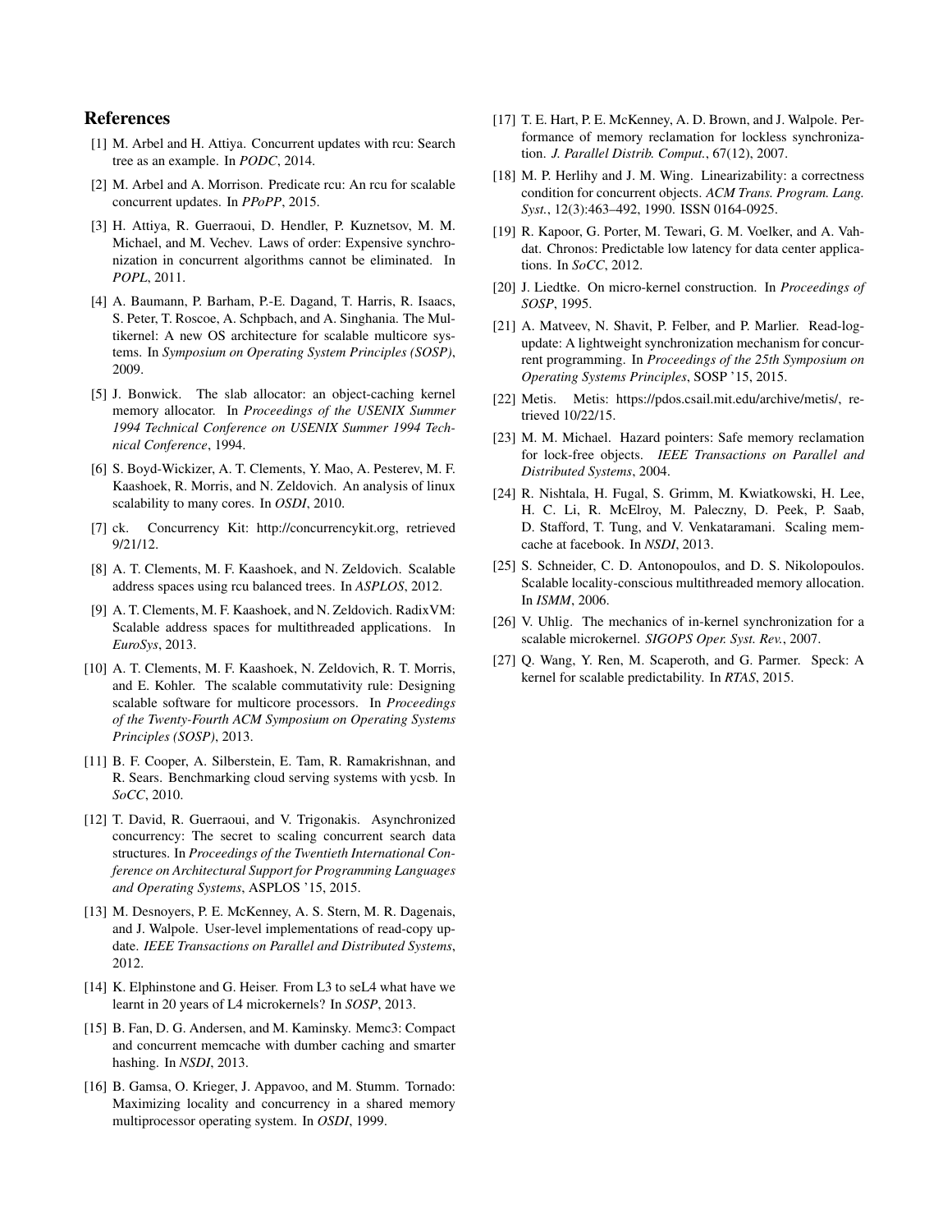## References

[1] M. Arbel and H. Attiya. Concurrent updates with rcu: Search tree as an example. In *PODC*, 2014.

[2] M. Arbel and A. Morrison. Predicate rcu: An rcu for scalable concurrent updates. In *PPoPP*, 2015.

[3] H. Attiya, R. Guerraoui, D. Hendler, P. Kuznetsov, M. M. Michael, and M. Vechev. Laws of order: Expensive synchronization in concurrent algorithms cannot be eliminated. In *POPL*, 2011.

[4] A. Baumann, P. Barham, P.-E. Dagand, T. Harris, R. Isaacs, S. Peter, T. Roscoe, A. Schpbach, and A. Singhania. The Multikernel: A new OS architecture for scalable multicore systems. In *Symposium on Operating System Principles (SOSP)*, 2009.

[5] J. Bonwick. The slab allocator: an object-caching kernel memory allocator. In *Proceedings of the USENIX Summer 1994 Technical Conference on USENIX Summer 1994 Technical Conference*, 1994.

[6] S. Boyd-Wickizer, A. T. Clements, Y. Mao, A. Pesterev, M. F. Kaashoek, R. Morris, and N. Zeldovich. An analysis of linux scalability to many cores. In *OSDI*, 2010.

[7] ck. Concurrency Kit: http://concurrencykit.org, retrieved 9/21/12.

[8] A. T. Clements, M. F. Kaashoek, and N. Zeldovich. Scalable address spaces using rcu balanced trees. In *ASPLOS*, 2012.

[9] A. T. Clements, M. F. Kaashoek, and N. Zeldovich. RadixVM: Scalable address spaces for multithreaded applications. In *EuroSys*, 2013.

[10] A. T. Clements, M. F. Kaashoek, N. Zeldovich, R. T. Morris, and E. Kohler. The scalable commutativity rule: Designing scalable software for multicore processors. In *Proceedings of the Twenty-Fourth ACM Symposium on Operating Systems Principles (SOSP)*, 2013.

[11] B. F. Cooper, A. Silberstein, E. Tam, R. Ramakrishnan, and R. Sears. Benchmarking cloud serving systems with ycsb. In *SoCC*, 2010.

[12] T. David, R. Guerraoui, and V. Trigonakis. Asynchronized concurrency: The secret to scaling concurrent search data structures. In *Proceedings of the Twentieth International Conference on Architectural Support for Programming Languages and Operating Systems*, ASPLOS '15, 2015.

[13] M. Desnoyers, P. E. McKenney, A. S. Stern, M. R. Dagenais, and J. Walpole. User-level implementations of read-copy update. *IEEE Transactions on Parallel and Distributed Systems*, 2012.

[14] K. Elphinstone and G. Heiser. From L3 to seL4 what have we learnt in 20 years of L4 microkernels? In *SOSP*, 2013.

[15] B. Fan, D. G. Andersen, and M. Kaminsky. Memc3: Compact and concurrent memcache with dumber caching and smarter hashing. In *NSDI*, 2013.

[16] B. Gamsa, O. Krieger, J. Appavoo, and M. Stumm. Tornado: Maximizing locality and concurrency in a shared memory multiprocessor operating system. In *OSDI*, 1999.

[17] T. E. Hart, P. E. McKenney, A. D. Brown, and J. Walpole. Performance of memory reclamation for lockless synchronization. *J. Parallel Distrib. Comput.*, 67(12), 2007.

[18] M. P. Herlihy and J. M. Wing. Linearizability: a correctness condition for concurrent objects. *ACM Trans. Program. Lang. Syst.*, 12(3):463–492, 1990. ISSN 0164-0925.

[19] R. Kapoor, G. Porter, M. Tewari, G. M. Voelker, and A. Vahdat. Chronos: Predictable low latency for data center applications. In *SoCC*, 2012.

[20] J. Liedtke. On micro-kernel construction. In *Proceedings of SOSP*, 1995.

[21] A. Matveev, N. Shavit, P. Felber, and P. Marlier. Read-log-update: A lightweight synchronization mechanism for concurrent programming. In *Proceedings of the 25th Symposium on Operating Systems Principles*, SOSP '15, 2015.

[22] Metis. Metis: https://pdos.csail.mit.edu/archive/metis/, retrieved 10/22/15.

[23] M. M. Michael. Hazard pointers: Safe memory reclamation for lock-free objects. *IEEE Transactions on Parallel and Distributed Systems*, 2004.

[24] R. Nishtala, H. Fugal, S. Grimm, M. Kwiatkowski, H. Lee, H. C. Li, R. McElroy, M. Paleczny, D. Peek, P. Saab, D. Stafford, T. Tung, and V. Venkataramani. Scaling memcache at facebook. In *NSDI*, 2013.

[25] S. Schneider, C. D. Antonopoulos, and D. S. Nikolopoulos. Scalable locality-conscious multithreaded memory allocation. In *ISMM*, 2006.

[26] V. Uhlig. The mechanics of in-kernel synchronization for a scalable microkernel. *SIGOPS Oper. Syst. Rev.*, 2007.

[27] Q. Wang, Y. Ren, M. Scaperoth, and G. Parmer. Speck: A kernel for scalable predictability. In *RTAS*, 2015.